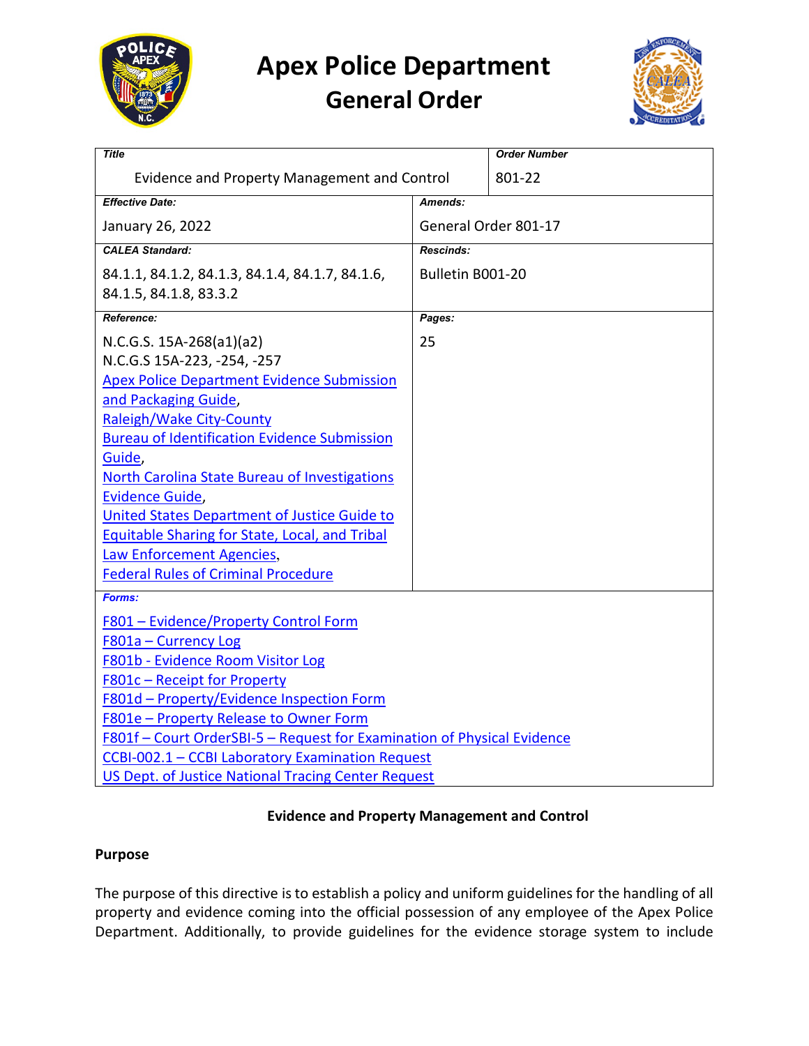# Apex Police Department
## General Order

| Title | | Order Number |
|---|---|---|
| Evidence and Property Management and Control | | 801-22 |
| **Effective Date:** | **Amends:** | |
| January 26, 2022 | General Order 801-17 | |
| **CALEA Standard:** | **Rescinds:** | |
| 84.1.1, 84.1.2, 84.1.3, 84.1.4, 84.1.7, 84.1.6, 84.1.5, 84.1.8, 83.3.2 | Bulletin B001-20 | |
| **Reference:** | **Pages:** | |
| N.C.G.S. 15A-268(a1)(a2)<br>N.C.G.S 15A-223, -254, -257<br>Apex Police Department Evidence Submission and Packaging Guide,<br>Raleigh/Wake City-County Bureau of Identification Evidence Submission Guide,<br>North Carolina State Bureau of Investigations Evidence Guide,<br>United States Department of Justice Guide to Equitable Sharing for State, Local, and Tribal Law Enforcement Agencies,<br>Federal Rules of Criminal Procedure | 25 | |
| **Forms:** | | |
| F801 – Evidence/Property Control Form<br>F801a – Currency Log<br>F801b - Evidence Room Visitor Log<br>F801c – Receipt for Property<br>F801d – Property/Evidence Inspection Form<br>F801e – Property Release to Owner Form<br>F801f – Court OrderSBI-5 – Request for Examination of Physical Evidence<br>CCBI-002.1 – CCBI Laboratory Examination Request<br>US Dept. of Justice National Tracing Center Request | | |

**Evidence and Property Management and Control**

**Purpose**

The purpose of this directive is to establish a policy and uniform guidelines for the handling of all property and evidence coming into the official possession of any employee of the Apex Police Department. Additionally, to provide guidelines for the evidence storage system to include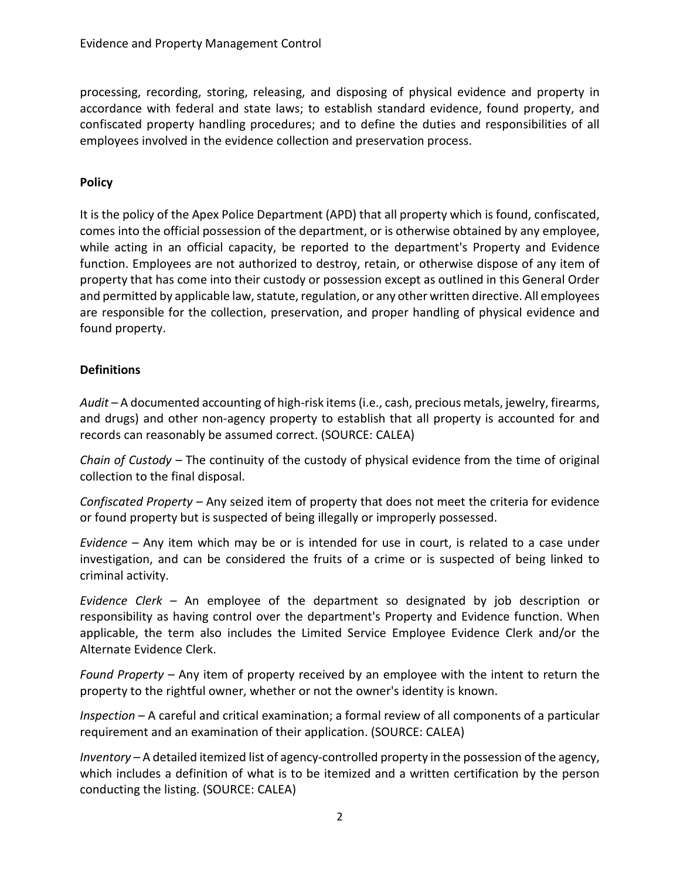processing, recording, storing, releasing, and disposing of physical evidence and property in accordance with federal and state laws; to establish standard evidence, found property, and confiscated property handling procedures; and to define the duties and responsibilities of all employees involved in the evidence collection and preservation process.

**Policy**

It is the policy of the Apex Police Department (APD) that all property which is found, confiscated, comes into the official possession of the department, or is otherwise obtained by any employee, while acting in an official capacity, be reported to the department's Property and Evidence function. Employees are not authorized to destroy, retain, or otherwise dispose of any item of property that has come into their custody or possession except as outlined in this General Order and permitted by applicable law, statute, regulation, or any other written directive. All employees are responsible for the collection, preservation, and proper handling of physical evidence and found property.

**Definitions**

*Audit* – A documented accounting of high-risk items (i.e., cash, precious metals, jewelry, firearms, and drugs) and other non-agency property to establish that all property is accounted for and records can reasonably be assumed correct. (SOURCE: CALEA)

*Chain of Custody* – The continuity of the custody of physical evidence from the time of original collection to the final disposal.

*Confiscated Property* – Any seized item of property that does not meet the criteria for evidence or found property but is suspected of being illegally or improperly possessed.

*Evidence* – Any item which may be or is intended for use in court, is related to a case under investigation, and can be considered the fruits of a crime or is suspected of being linked to criminal activity.

*Evidence Clerk* – An employee of the department so designated by job description or responsibility as having control over the department's Property and Evidence function. When applicable, the term also includes the Limited Service Employee Evidence Clerk and/or the Alternate Evidence Clerk.

*Found Property* – Any item of property received by an employee with the intent to return the property to the rightful owner, whether or not the owner's identity is known.

*Inspection* – A careful and critical examination; a formal review of all components of a particular requirement and an examination of their application. (SOURCE: CALEA)

*Inventory* – A detailed itemized list of agency-controlled property in the possession of the agency, which includes a definition of what is to be itemized and a written certification by the person conducting the listing. (SOURCE: CALEA)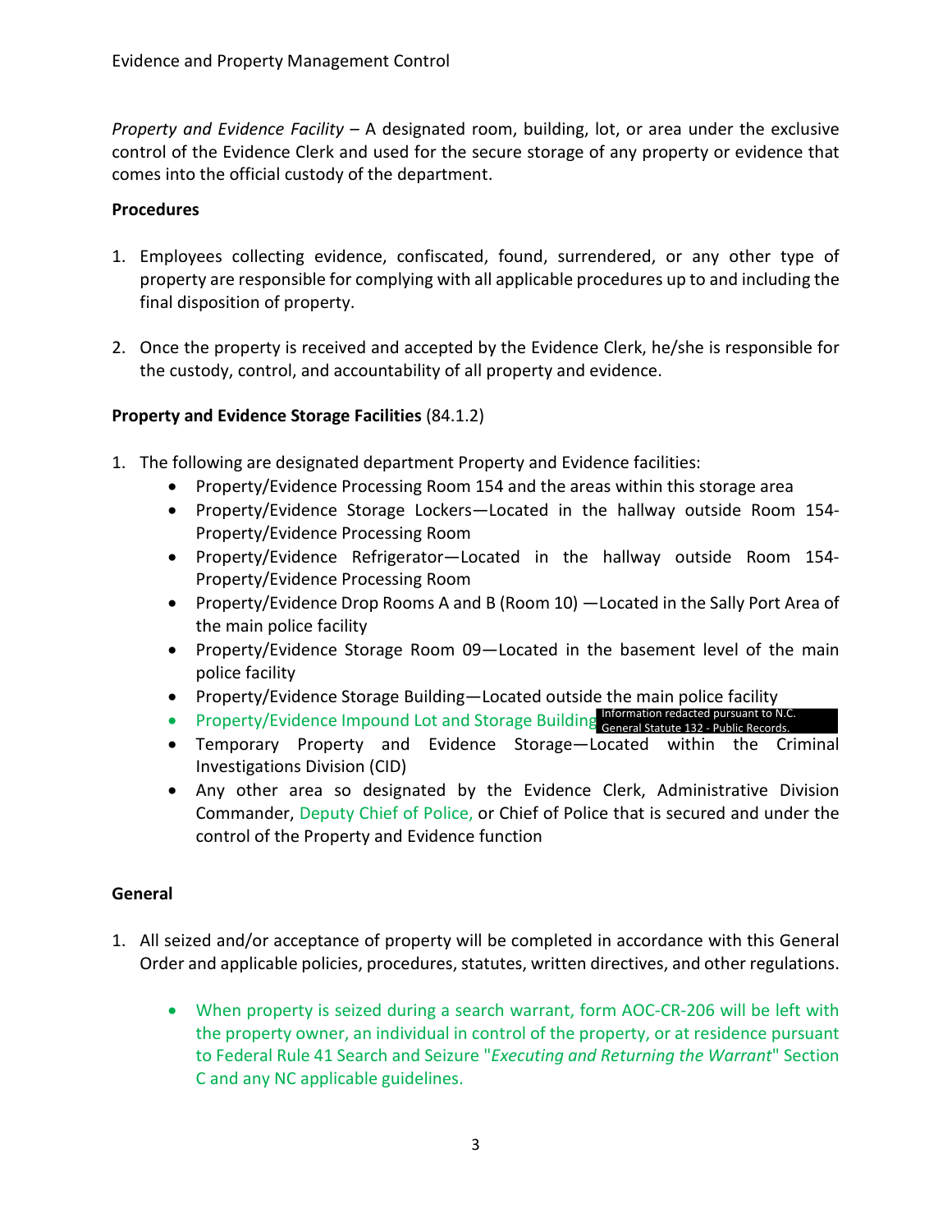*Property and Evidence Facility* – A designated room, building, lot, or area under the exclusive control of the Evidence Clerk and used for the secure storage of any property or evidence that comes into the official custody of the department.

**Procedures**

1. Employees collecting evidence, confiscated, found, surrendered, or any other type of property are responsible for complying with all applicable procedures up to and including the final disposition of property.

2. Once the property is received and accepted by the Evidence Clerk, he/she is responsible for the custody, control, and accountability of all property and evidence.

**Property and Evidence Storage Facilities** (84.1.2)

1. The following are designated department Property and Evidence facilities:
   - Property/Evidence Processing Room 154 and the areas within this storage area
   - Property/Evidence Storage Lockers—Located in the hallway outside Room 154-Property/Evidence Processing Room
   - Property/Evidence Refrigerator—Located in the hallway outside Room 154-Property/Evidence Processing Room
   - Property/Evidence Drop Rooms A and B (Room 10) —Located in the Sally Port Area of the main police facility
   - Property/Evidence Storage Room 09—Located in the basement level of the main police facility
   - Property/Evidence Storage Building—Located outside the main police facility
   - Property/Evidence Impound Lot and Storage Building Information redacted pursuant to N.C. General Statute 132 - Public Records.
   - Temporary Property and Evidence Storage—Located within the Criminal Investigations Division (CID)
   - Any other area so designated by the Evidence Clerk, Administrative Division Commander, Deputy Chief of Police, or Chief of Police that is secured and under the control of the Property and Evidence function

**General**

1. All seized and/or acceptance of property will be completed in accordance with this General Order and applicable policies, procedures, statutes, written directives, and other regulations.

   - When property is seized during a search warrant, form AOC-CR-206 will be left with the property owner, an individual in control of the property, or at residence pursuant to Federal Rule 41 Search and Seizure "*Executing and Returning the Warrant*" Section C and any NC applicable guidelines.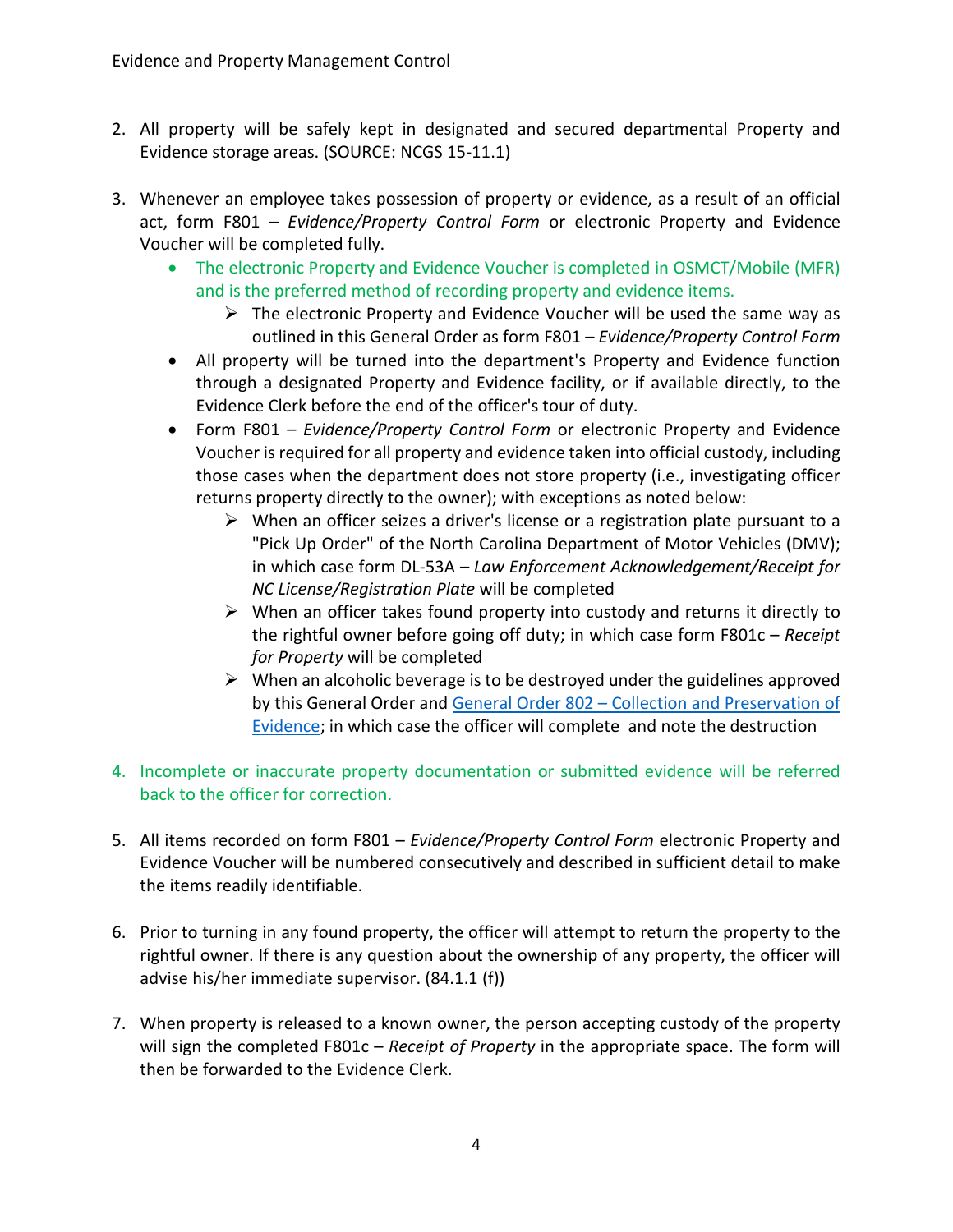2. All property will be safely kept in designated and secured departmental Property and Evidence storage areas. (SOURCE: NCGS 15-11.1)

3. Whenever an employee takes possession of property or evidence, as a result of an official act, form F801 – *Evidence/Property Control Form* or electronic Property and Evidence Voucher will be completed fully.
   - The electronic Property and Evidence Voucher is completed in OSMCT/Mobile (MFR) and is the preferred method of recording property and evidence items.
     - The electronic Property and Evidence Voucher will be used the same way as outlined in this General Order as form F801 – *Evidence/Property Control Form*
   - All property will be turned into the department's Property and Evidence function through a designated Property and Evidence facility, or if available directly, to the Evidence Clerk before the end of the officer's tour of duty.
   - Form F801 – *Evidence/Property Control Form* or electronic Property and Evidence Voucher is required for all property and evidence taken into official custody, including those cases when the department does not store property (i.e., investigating officer returns property directly to the owner); with exceptions as noted below:
     - When an officer seizes a driver's license or a registration plate pursuant to a "Pick Up Order" of the North Carolina Department of Motor Vehicles (DMV); in which case form DL-53A – *Law Enforcement Acknowledgement/Receipt for NC License/Registration Plate* will be completed
     - When an officer takes found property into custody and returns it directly to the rightful owner before going off duty; in which case form F801c – *Receipt for Property* will be completed
     - When an alcoholic beverage is to be destroyed under the guidelines approved by this General Order and General Order 802 – Collection and Preservation of Evidence; in which case the officer will complete and note the destruction

4. Incomplete or inaccurate property documentation or submitted evidence will be referred back to the officer for correction.

5. All items recorded on form F801 – *Evidence/Property Control Form* electronic Property and Evidence Voucher will be numbered consecutively and described in sufficient detail to make the items readily identifiable.

6. Prior to turning in any found property, the officer will attempt to return the property to the rightful owner. If there is any question about the ownership of any property, the officer will advise his/her immediate supervisor. (84.1.1 (f))

7. When property is released to a known owner, the person accepting custody of the property will sign the completed F801c – *Receipt of Property* in the appropriate space. The form will then be forwarded to the Evidence Clerk.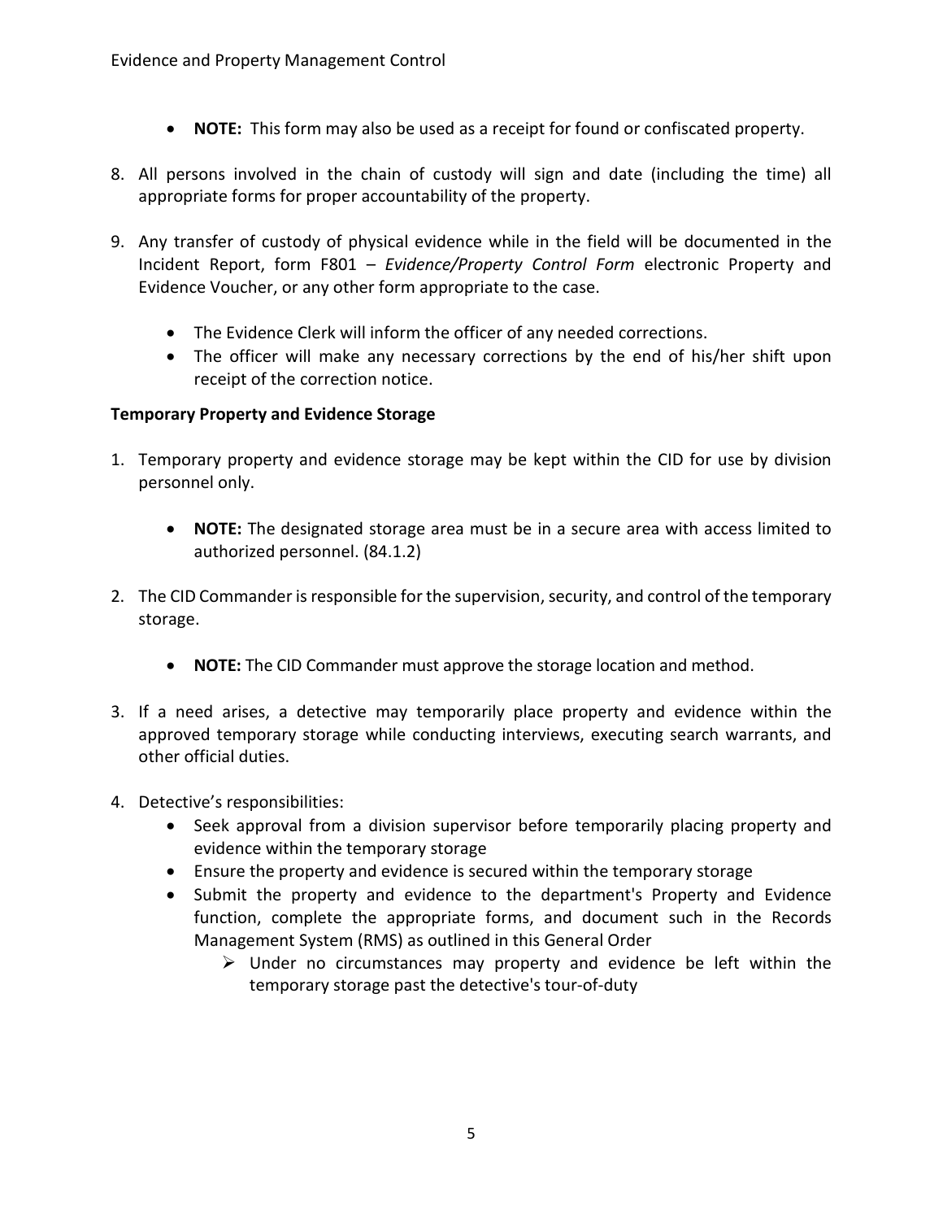- **NOTE:** This form may also be used as a receipt for found or confiscated property.

8. All persons involved in the chain of custody will sign and date (including the time) all appropriate forms for proper accountability of the property.

9. Any transfer of custody of physical evidence while in the field will be documented in the Incident Report, form F801 – *Evidence/Property Control Form* electronic Property and Evidence Voucher, or any other form appropriate to the case.

    - The Evidence Clerk will inform the officer of any needed corrections.
    - The officer will make any necessary corrections by the end of his/her shift upon receipt of the correction notice.

**Temporary Property and Evidence Storage**

1. Temporary property and evidence storage may be kept within the CID for use by division personnel only.

    - **NOTE:** The designated storage area must be in a secure area with access limited to authorized personnel. (84.1.2)

2. The CID Commander is responsible for the supervision, security, and control of the temporary storage.

    - **NOTE:** The CID Commander must approve the storage location and method.

3. If a need arises, a detective may temporarily place property and evidence within the approved temporary storage while conducting interviews, executing search warrants, and other official duties.

4. Detective's responsibilities:
    - Seek approval from a division supervisor before temporarily placing property and evidence within the temporary storage
    - Ensure the property and evidence is secured within the temporary storage
    - Submit the property and evidence to the department's Property and Evidence function, complete the appropriate forms, and document such in the Records Management System (RMS) as outlined in this General Order
        - Under no circumstances may property and evidence be left within the temporary storage past the detective's tour-of-duty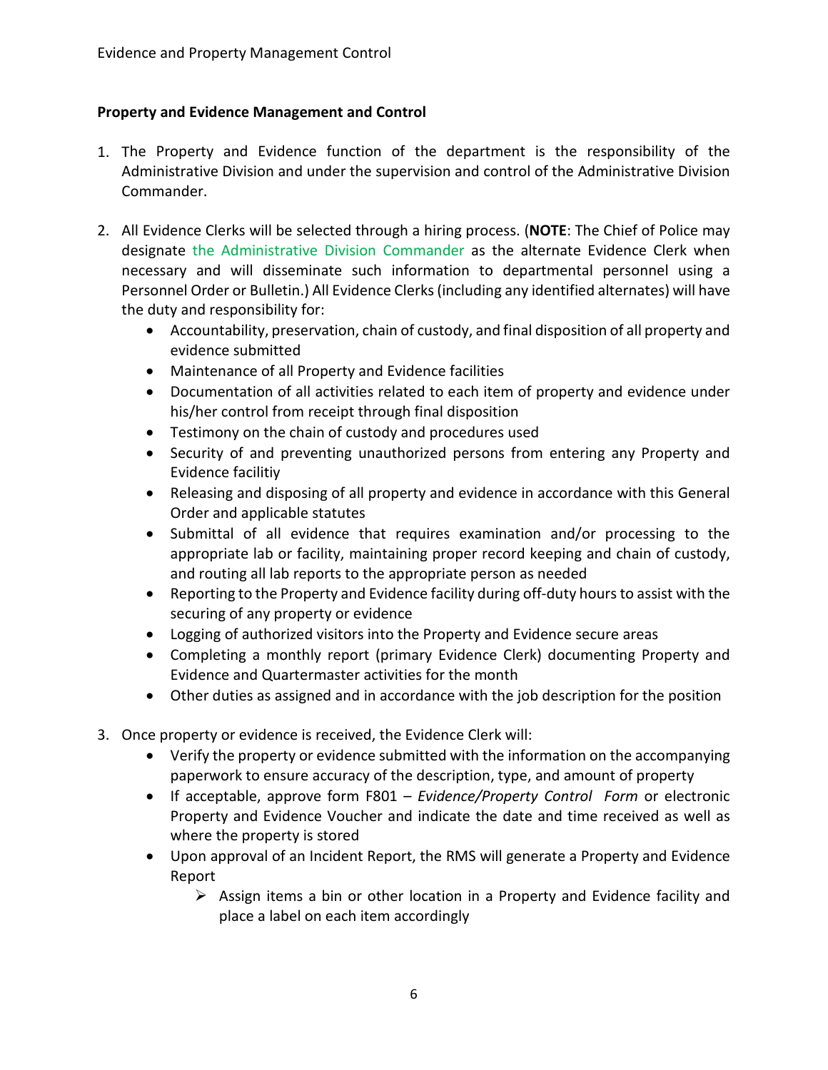**Property and Evidence Management and Control**

1. The Property and Evidence function of the department is the responsibility of the Administrative Division and under the supervision and control of the Administrative Division Commander.

2. All Evidence Clerks will be selected through a hiring process. (**NOTE**: The Chief of Police may designate the Administrative Division Commander as the alternate Evidence Clerk when necessary and will disseminate such information to departmental personnel using a Personnel Order or Bulletin.) All Evidence Clerks (including any identified alternates) will have the duty and responsibility for:
   - Accountability, preservation, chain of custody, and final disposition of all property and evidence submitted
   - Maintenance of all Property and Evidence facilities
   - Documentation of all activities related to each item of property and evidence under his/her control from receipt through final disposition
   - Testimony on the chain of custody and procedures used
   - Security of and preventing unauthorized persons from entering any Property and Evidence facilitiy
   - Releasing and disposing of all property and evidence in accordance with this General Order and applicable statutes
   - Submittal of all evidence that requires examination and/or processing to the appropriate lab or facility, maintaining proper record keeping and chain of custody, and routing all lab reports to the appropriate person as needed
   - Reporting to the Property and Evidence facility during off-duty hours to assist with the securing of any property or evidence
   - Logging of authorized visitors into the Property and Evidence secure areas
   - Completing a monthly report (primary Evidence Clerk) documenting Property and Evidence and Quartermaster activities for the month
   - Other duties as assigned and in accordance with the job description for the position

3. Once property or evidence is received, the Evidence Clerk will:
   - Verify the property or evidence submitted with the information on the accompanying paperwork to ensure accuracy of the description, type, and amount of property
   - If acceptable, approve form F801 – *Evidence/Property Control Form* or electronic Property and Evidence Voucher and indicate the date and time received as well as where the property is stored
   - Upon approval of an Incident Report, the RMS will generate a Property and Evidence Report
     - Assign items a bin or other location in a Property and Evidence facility and place a label on each item accordingly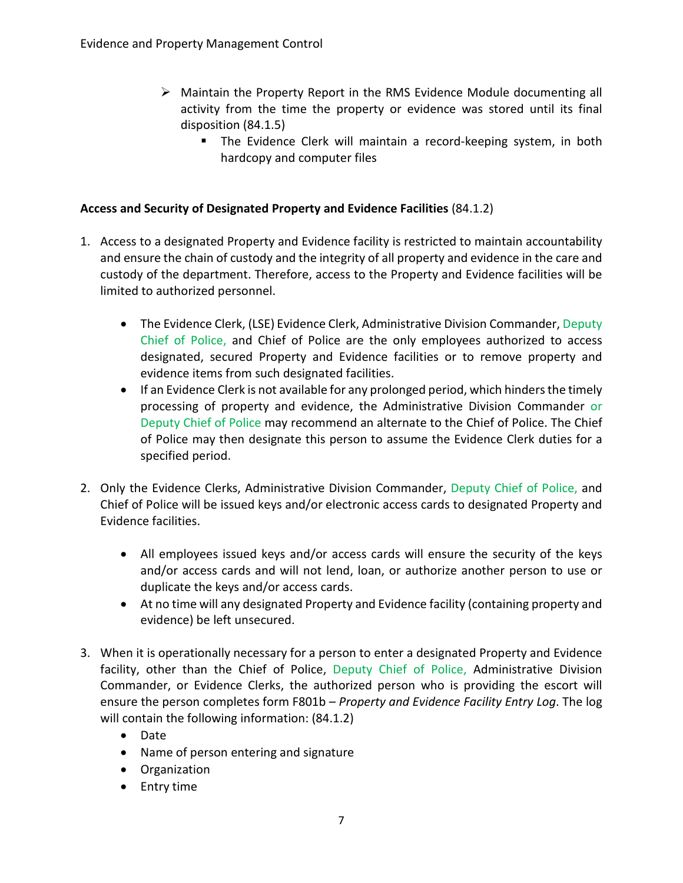- Maintain the Property Report in the RMS Evidence Module documenting all activity from the time the property or evidence was stored until its final disposition (84.1.5)
  - The Evidence Clerk will maintain a record-keeping system, in both hardcopy and computer files

**Access and Security of Designated Property and Evidence Facilities** (84.1.2)

1. Access to a designated Property and Evidence facility is restricted to maintain accountability and ensure the chain of custody and the integrity of all property and evidence in the care and custody of the department. Therefore, access to the Property and Evidence facilities will be limited to authorized personnel.

   - The Evidence Clerk, (LSE) Evidence Clerk, Administrative Division Commander, Deputy Chief of Police, and Chief of Police are the only employees authorized to access designated, secured Property and Evidence facilities or to remove property and evidence items from such designated facilities.
   - If an Evidence Clerk is not available for any prolonged period, which hinders the timely processing of property and evidence, the Administrative Division Commander or Deputy Chief of Police may recommend an alternate to the Chief of Police. The Chief of Police may then designate this person to assume the Evidence Clerk duties for a specified period.

2. Only the Evidence Clerks, Administrative Division Commander, Deputy Chief of Police, and Chief of Police will be issued keys and/or electronic access cards to designated Property and Evidence facilities.

   - All employees issued keys and/or access cards will ensure the security of the keys and/or access cards and will not lend, loan, or authorize another person to use or duplicate the keys and/or access cards.
   - At no time will any designated Property and Evidence facility (containing property and evidence) be left unsecured.

3. When it is operationally necessary for a person to enter a designated Property and Evidence facility, other than the Chief of Police, Deputy Chief of Police, Administrative Division Commander, or Evidence Clerks, the authorized person who is providing the escort will ensure the person completes form F801b – *Property and Evidence Facility Entry Log*. The log will contain the following information: (84.1.2)
   - Date
   - Name of person entering and signature
   - Organization
   - Entry time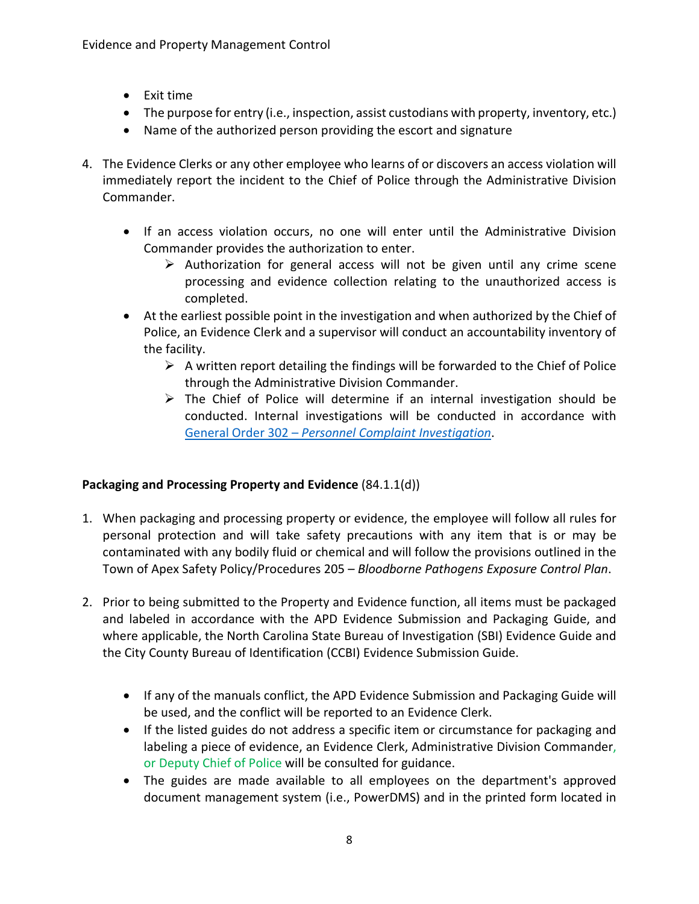- Exit time
- The purpose for entry (i.e., inspection, assist custodians with property, inventory, etc.)
- Name of the authorized person providing the escort and signature

4. The Evidence Clerks or any other employee who learns of or discovers an access violation will immediately report the incident to the Chief of Police through the Administrative Division Commander.

    - If an access violation occurs, no one will enter until the Administrative Division Commander provides the authorization to enter.
        - Authorization for general access will not be given until any crime scene processing and evidence collection relating to the unauthorized access is completed.
    - At the earliest possible point in the investigation and when authorized by the Chief of Police, an Evidence Clerk and a supervisor will conduct an accountability inventory of the facility.
        - A written report detailing the findings will be forwarded to the Chief of Police through the Administrative Division Commander.
        - The Chief of Police will determine if an internal investigation should be conducted. Internal investigations will be conducted in accordance with General Order 302 – *Personnel Complaint Investigation*.

**Packaging and Processing Property and Evidence** (84.1.1(d))

1. When packaging and processing property or evidence, the employee will follow all rules for personal protection and will take safety precautions with any item that is or may be contaminated with any bodily fluid or chemical and will follow the provisions outlined in the Town of Apex Safety Policy/Procedures 205 – *Bloodborne Pathogens Exposure Control Plan*.

2. Prior to being submitted to the Property and Evidence function, all items must be packaged and labeled in accordance with the APD Evidence Submission and Packaging Guide, and where applicable, the North Carolina State Bureau of Investigation (SBI) Evidence Guide and the City County Bureau of Identification (CCBI) Evidence Submission Guide.

    - If any of the manuals conflict, the APD Evidence Submission and Packaging Guide will be used, and the conflict will be reported to an Evidence Clerk.
    - If the listed guides do not address a specific item or circumstance for packaging and labeling a piece of evidence, an Evidence Clerk, Administrative Division Commander, or Deputy Chief of Police will be consulted for guidance.
    - The guides are made available to all employees on the department's approved document management system (i.e., PowerDMS) and in the printed form located in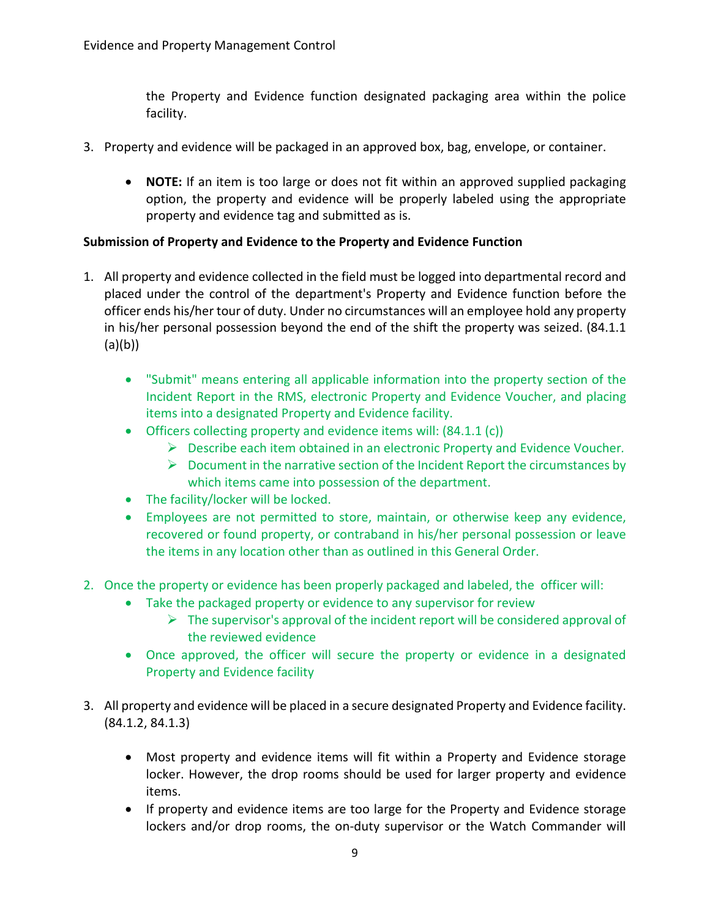the Property and Evidence function designated packaging area within the police facility.

3. Property and evidence will be packaged in an approved box, bag, envelope, or container.

    - **NOTE:** If an item is too large or does not fit within an approved supplied packaging option, the property and evidence will be properly labeled using the appropriate property and evidence tag and submitted as is.

**Submission of Property and Evidence to the Property and Evidence Function**

1. All property and evidence collected in the field must be logged into departmental record and placed under the control of the department's Property and Evidence function before the officer ends his/her tour of duty. Under no circumstances will an employee hold any property in his/her personal possession beyond the end of the shift the property was seized. (84.1.1 (a)(b))

    - "Submit" means entering all applicable information into the property section of the Incident Report in the RMS, electronic Property and Evidence Voucher, and placing items into a designated Property and Evidence facility.
    - Officers collecting property and evidence items will: (84.1.1 (c))
        - Describe each item obtained in an electronic Property and Evidence Voucher.
        - Document in the narrative section of the Incident Report the circumstances by which items came into possession of the department.
    - The facility/locker will be locked.
    - Employees are not permitted to store, maintain, or otherwise keep any evidence, recovered or found property, or contraband in his/her personal possession or leave the items in any location other than as outlined in this General Order.

2. Once the property or evidence has been properly packaged and labeled, the officer will:
    - Take the packaged property or evidence to any supervisor for review
        - The supervisor's approval of the incident report will be considered approval of the reviewed evidence
    - Once approved, the officer will secure the property or evidence in a designated Property and Evidence facility

3. All property and evidence will be placed in a secure designated Property and Evidence facility. (84.1.2, 84.1.3)

    - Most property and evidence items will fit within a Property and Evidence storage locker. However, the drop rooms should be used for larger property and evidence items.
    - If property and evidence items are too large for the Property and Evidence storage lockers and/or drop rooms, the on-duty supervisor or the Watch Commander will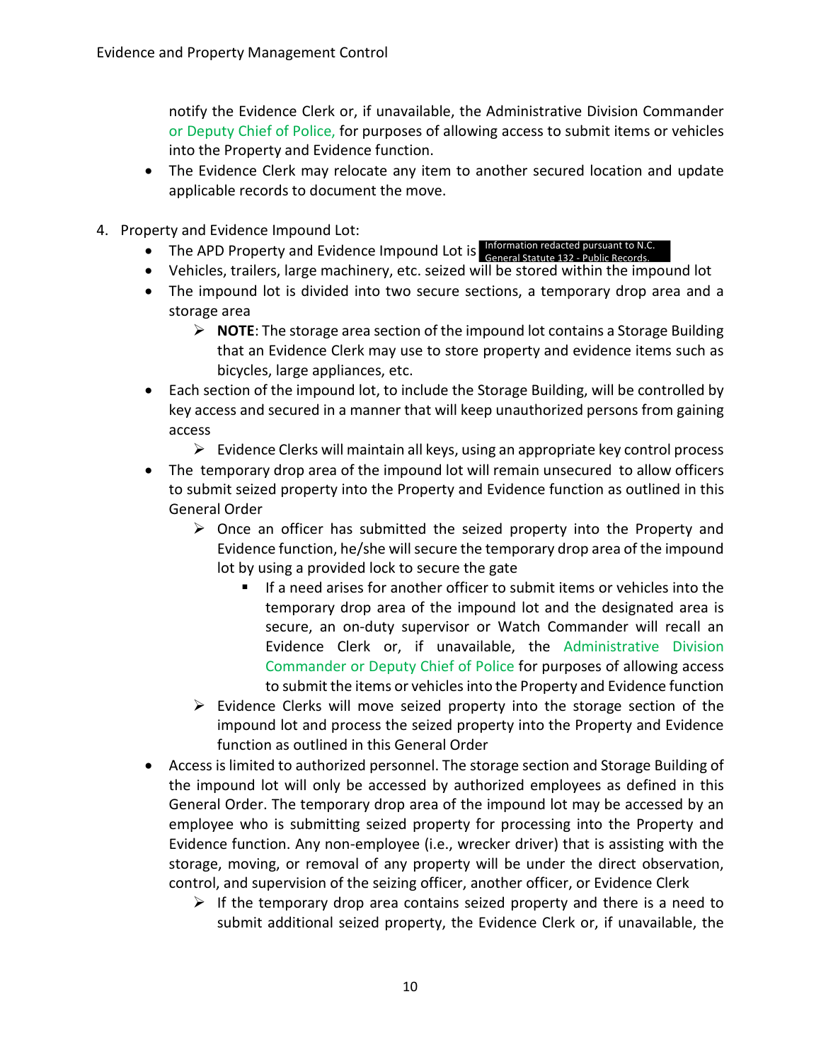notify the Evidence Clerk or, if unavailable, the Administrative Division Commander or Deputy Chief of Police, for purposes of allowing access to submit items or vehicles into the Property and Evidence function.

- The Evidence Clerk may relocate any item to another secured location and update applicable records to document the move.

4. Property and Evidence Impound Lot:
   - The APD Property and Evidence Impound Lot is Information redacted pursuant to N.C. General Statute 132 - Public Records.
   - Vehicles, trailers, large machinery, etc. seized will be stored within the impound lot
   - The impound lot is divided into two secure sections, a temporary drop area and a storage area
     - **NOTE**: The storage area section of the impound lot contains a Storage Building that an Evidence Clerk may use to store property and evidence items such as bicycles, large appliances, etc.
   - Each section of the impound lot, to include the Storage Building, will be controlled by key access and secured in a manner that will keep unauthorized persons from gaining access
     - Evidence Clerks will maintain all keys, using an appropriate key control process
   - The temporary drop area of the impound lot will remain unsecured to allow officers to submit seized property into the Property and Evidence function as outlined in this General Order
     - Once an officer has submitted the seized property into the Property and Evidence function, he/she will secure the temporary drop area of the impound lot by using a provided lock to secure the gate
       - If a need arises for another officer to submit items or vehicles into the temporary drop area of the impound lot and the designated area is secure, an on-duty supervisor or Watch Commander will recall an Evidence Clerk or, if unavailable, the Administrative Division Commander or Deputy Chief of Police for purposes of allowing access to submit the items or vehicles into the Property and Evidence function
     - Evidence Clerks will move seized property into the storage section of the impound lot and process the seized property into the Property and Evidence function as outlined in this General Order
   - Access is limited to authorized personnel. The storage section and Storage Building of the impound lot will only be accessed by authorized employees as defined in this General Order. The temporary drop area of the impound lot may be accessed by an employee who is submitting seized property for processing into the Property and Evidence function. Any non-employee (i.e., wrecker driver) that is assisting with the storage, moving, or removal of any property will be under the direct observation, control, and supervision of the seizing officer, another officer, or Evidence Clerk
     - If the temporary drop area contains seized property and there is a need to submit additional seized property, the Evidence Clerk or, if unavailable, the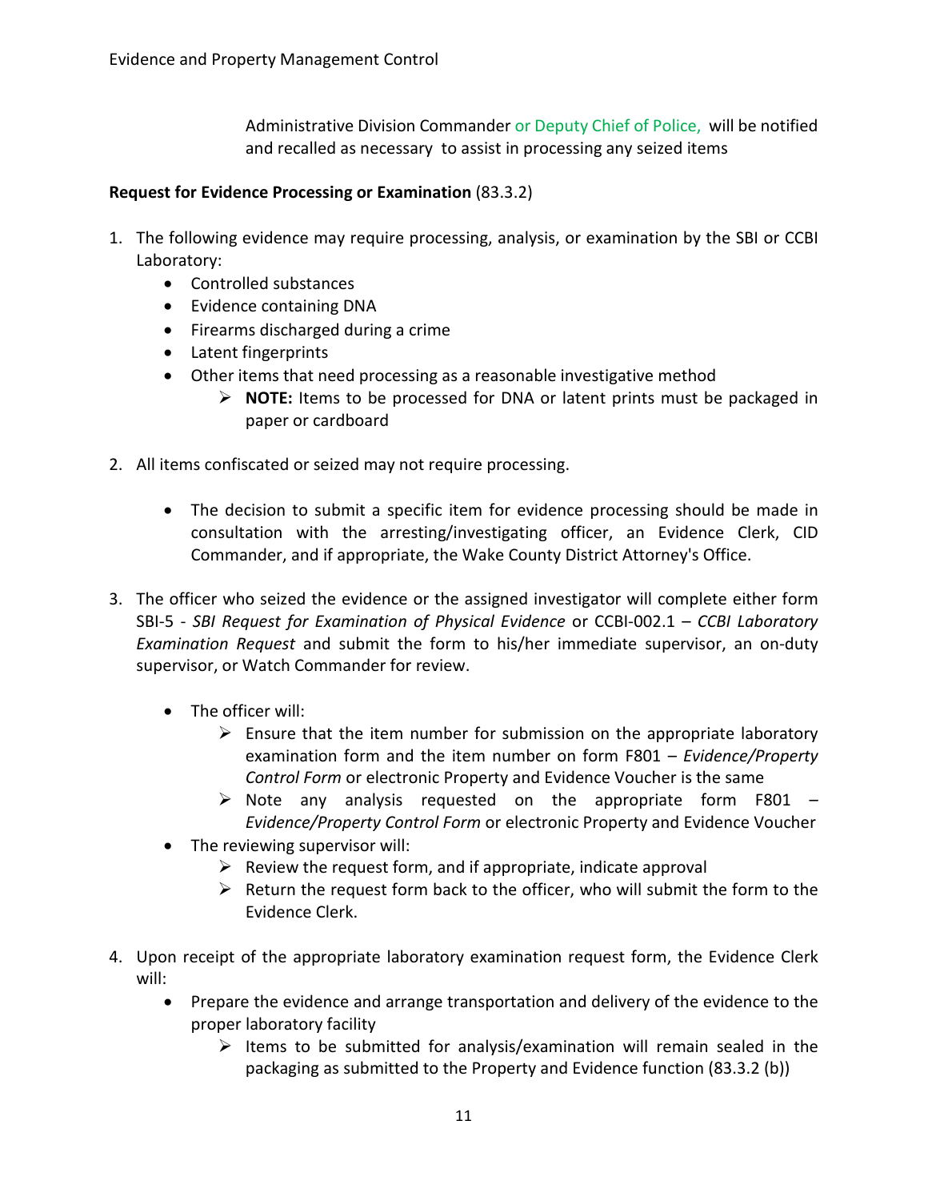Administrative Division Commander or Deputy Chief of Police, will be notified and recalled as necessary to assist in processing any seized items

**Request for Evidence Processing or Examination** (83.3.2)

1. The following evidence may require processing, analysis, or examination by the SBI or CCBI Laboratory:
    - Controlled substances
    - Evidence containing DNA
    - Firearms discharged during a crime
    - Latent fingerprints
    - Other items that need processing as a reasonable investigative method
        - **NOTE:** Items to be processed for DNA or latent prints must be packaged in paper or cardboard

2. All items confiscated or seized may not require processing.

    - The decision to submit a specific item for evidence processing should be made in consultation with the arresting/investigating officer, an Evidence Clerk, CID Commander, and if appropriate, the Wake County District Attorney's Office.

3. The officer who seized the evidence or the assigned investigator will complete either form SBI-5 - *SBI Request for Examination of Physical Evidence* or CCBI-002.1 – *CCBI Laboratory Examination Request* and submit the form to his/her immediate supervisor, an on-duty supervisor, or Watch Commander for review.

    - The officer will:
        - Ensure that the item number for submission on the appropriate laboratory examination form and the item number on form F801 – *Evidence/Property Control Form* or electronic Property and Evidence Voucher is the same
        - Note any analysis requested on the appropriate form F801 – *Evidence/Property Control Form* or electronic Property and Evidence Voucher
    - The reviewing supervisor will:
        - Review the request form, and if appropriate, indicate approval
        - Return the request form back to the officer, who will submit the form to the Evidence Clerk.

4. Upon receipt of the appropriate laboratory examination request form, the Evidence Clerk will:
    - Prepare the evidence and arrange transportation and delivery of the evidence to the proper laboratory facility
        - Items to be submitted for analysis/examination will remain sealed in the packaging as submitted to the Property and Evidence function (83.3.2 (b))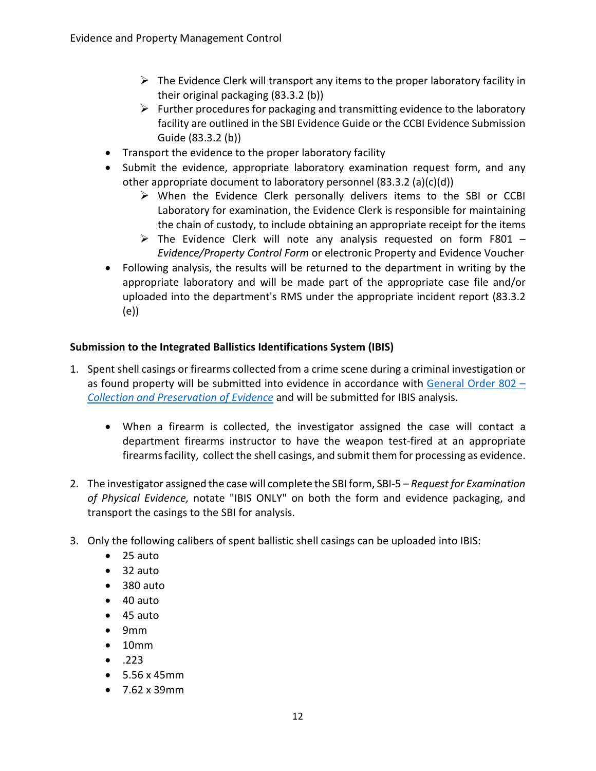- The Evidence Clerk will transport any items to the proper laboratory facility in their original packaging (83.3.2 (b))
  - Further procedures for packaging and transmitting evidence to the laboratory facility are outlined in the SBI Evidence Guide or the CCBI Evidence Submission Guide (83.3.2 (b))
- Transport the evidence to the proper laboratory facility
- Submit the evidence, appropriate laboratory examination request form, and any other appropriate document to laboratory personnel (83.3.2 (a)(c)(d))
  - When the Evidence Clerk personally delivers items to the SBI or CCBI Laboratory for examination, the Evidence Clerk is responsible for maintaining the chain of custody, to include obtaining an appropriate receipt for the items
  - The Evidence Clerk will note any analysis requested on form F801 – *Evidence/Property Control Form* or electronic Property and Evidence Voucher
- Following analysis, the results will be returned to the department in writing by the appropriate laboratory and will be made part of the appropriate case file and/or uploaded into the department's RMS under the appropriate incident report (83.3.2 (e))

**Submission to the Integrated Ballistics Identifications System (IBIS)**

1. Spent shell casings or firearms collected from a crime scene during a criminal investigation or as found property will be submitted into evidence in accordance with [General Order 802 – *Collection and Preservation of Evidence*]() and will be submitted for IBIS analysis.

   - When a firearm is collected, the investigator assigned the case will contact a department firearms instructor to have the weapon test-fired at an appropriate firearms facility, collect the shell casings, and submit them for processing as evidence.

2. The investigator assigned the case will complete the SBI form, SBI-5 – *Request for Examination of Physical Evidence,* notate "IBIS ONLY" on both the form and evidence packaging, and transport the casings to the SBI for analysis.

3. Only the following calibers of spent ballistic shell casings can be uploaded into IBIS:
   - 25 auto
   - 32 auto
   - 380 auto
   - 40 auto
   - 45 auto
   - 9mm
   - 10mm
   - .223
   - 5.56 x 45mm
   - 7.62 x 39mm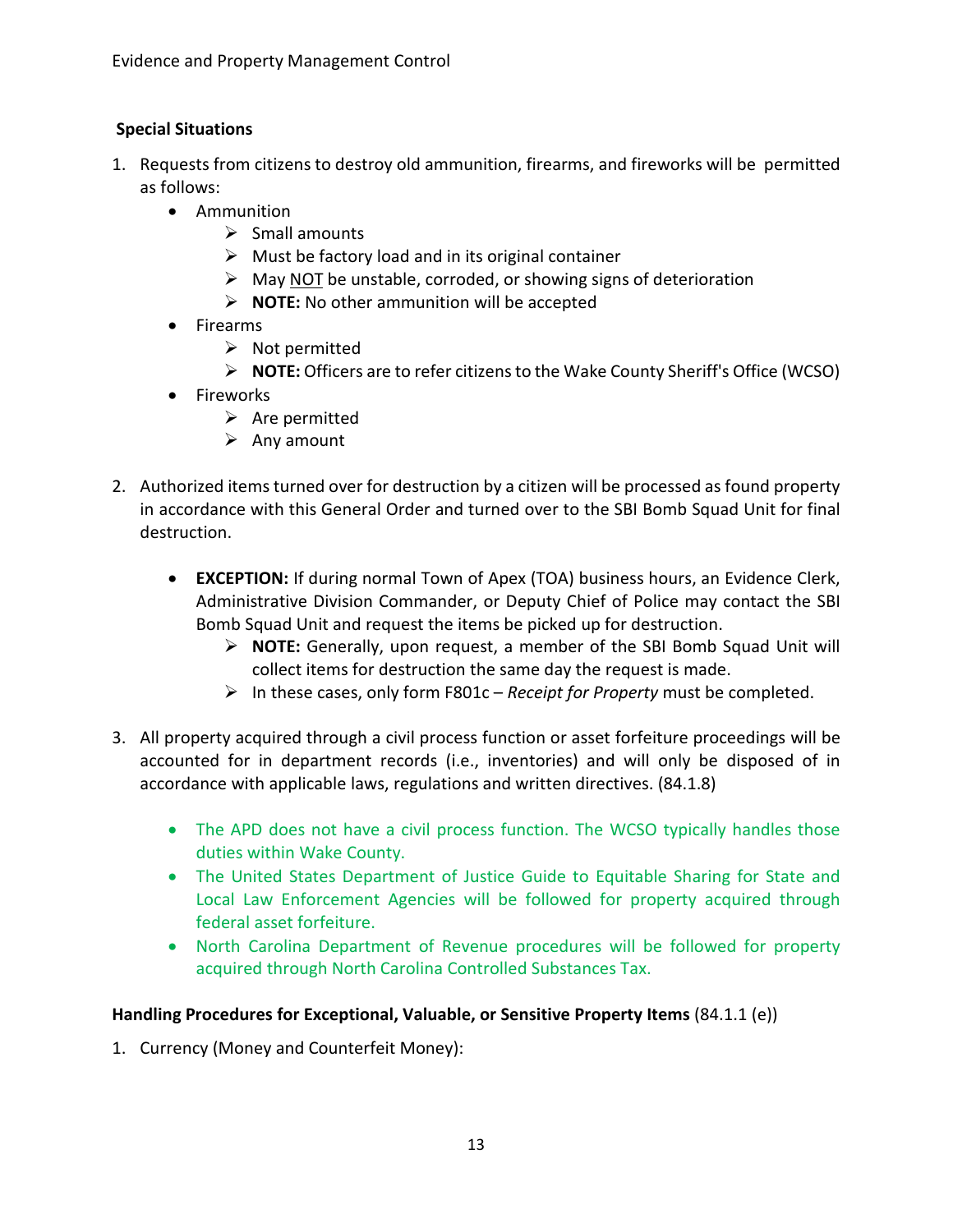**Special Situations**

1. Requests from citizens to destroy old ammunition, firearms, and fireworks will be permitted as follows:
    - Ammunition
        - Small amounts
        - Must be factory load and in its original container
        - May NOT be unstable, corroded, or showing signs of deterioration
        - **NOTE:** No other ammunition will be accepted
    - Firearms
        - Not permitted
        - **NOTE:** Officers are to refer citizens to the Wake County Sheriff's Office (WCSO)
    - Fireworks
        - Are permitted
        - Any amount

2. Authorized items turned over for destruction by a citizen will be processed as found property in accordance with this General Order and turned over to the SBI Bomb Squad Unit for final destruction.

    - **EXCEPTION:** If during normal Town of Apex (TOA) business hours, an Evidence Clerk, Administrative Division Commander, or Deputy Chief of Police may contact the SBI Bomb Squad Unit and request the items be picked up for destruction.
        - **NOTE:** Generally, upon request, a member of the SBI Bomb Squad Unit will collect items for destruction the same day the request is made.
        - In these cases, only form F801c – *Receipt for Property* must be completed.

3. All property acquired through a civil process function or asset forfeiture proceedings will be accounted for in department records (i.e., inventories) and will only be disposed of in accordance with applicable laws, regulations and written directives. (84.1.8)

    - The APD does not have a civil process function. The WCSO typically handles those duties within Wake County.
    - The United States Department of Justice Guide to Equitable Sharing for State and Local Law Enforcement Agencies will be followed for property acquired through federal asset forfeiture.
    - North Carolina Department of Revenue procedures will be followed for property acquired through North Carolina Controlled Substances Tax.

**Handling Procedures for Exceptional, Valuable, or Sensitive Property Items** (84.1.1 (e))

1. Currency (Money and Counterfeit Money):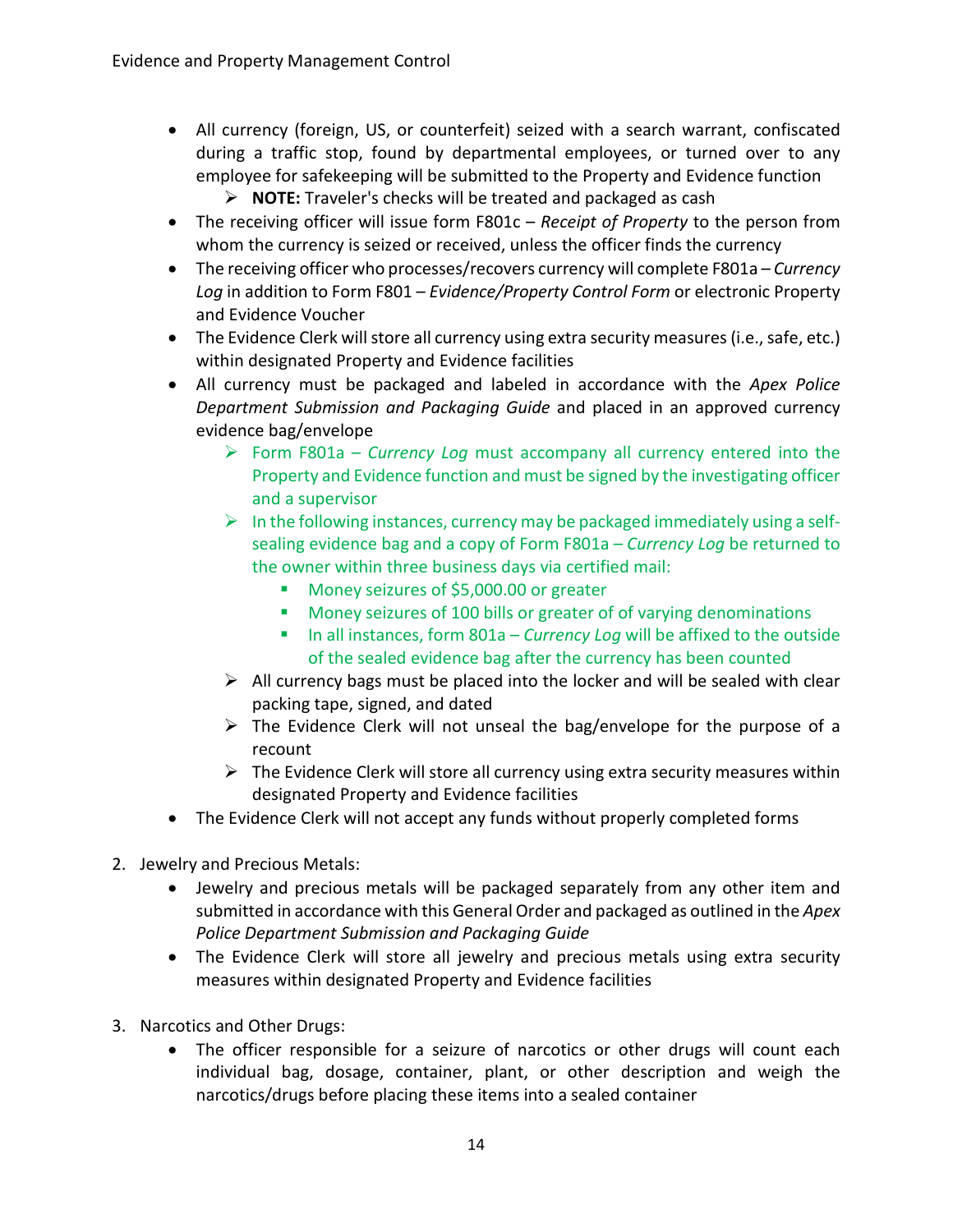- All currency (foreign, US, or counterfeit) seized with a search warrant, confiscated during a traffic stop, found by departmental employees, or turned over to any employee for safekeeping will be submitted to the Property and Evidence function
  - **NOTE:** Traveler's checks will be treated and packaged as cash
- The receiving officer will issue form F801c – *Receipt of Property* to the person from whom the currency is seized or received, unless the officer finds the currency
- The receiving officer who processes/recovers currency will complete F801a – *Currency Log* in addition to Form F801 – *Evidence/Property Control Form* or electronic Property and Evidence Voucher
- The Evidence Clerk will store all currency using extra security measures (i.e., safe, etc.) within designated Property and Evidence facilities
- All currency must be packaged and labeled in accordance with the *Apex Police Department Submission and Packaging Guide* and placed in an approved currency evidence bag/envelope
  - Form F801a – *Currency Log* must accompany all currency entered into the Property and Evidence function and must be signed by the investigating officer and a supervisor
  - In the following instances, currency may be packaged immediately using a self-sealing evidence bag and a copy of Form F801a – *Currency Log* be returned to the owner within three business days via certified mail:
    - Money seizures of $5,000.00 or greater
    - Money seizures of 100 bills or greater of of varying denominations
    - In all instances, form 801a – *Currency Log* will be affixed to the outside of the sealed evidence bag after the currency has been counted
  - All currency bags must be placed into the locker and will be sealed with clear packing tape, signed, and dated
  - The Evidence Clerk will not unseal the bag/envelope for the purpose of a recount
  - The Evidence Clerk will store all currency using extra security measures within designated Property and Evidence facilities
- The Evidence Clerk will not accept any funds without properly completed forms

2. Jewelry and Precious Metals:
   - Jewelry and precious metals will be packaged separately from any other item and submitted in accordance with this General Order and packaged as outlined in the *Apex Police Department Submission and Packaging Guide*
   - The Evidence Clerk will store all jewelry and precious metals using extra security measures within designated Property and Evidence facilities

3. Narcotics and Other Drugs:
   - The officer responsible for a seizure of narcotics or other drugs will count each individual bag, dosage, container, plant, or other description and weigh the narcotics/drugs before placing these items into a sealed container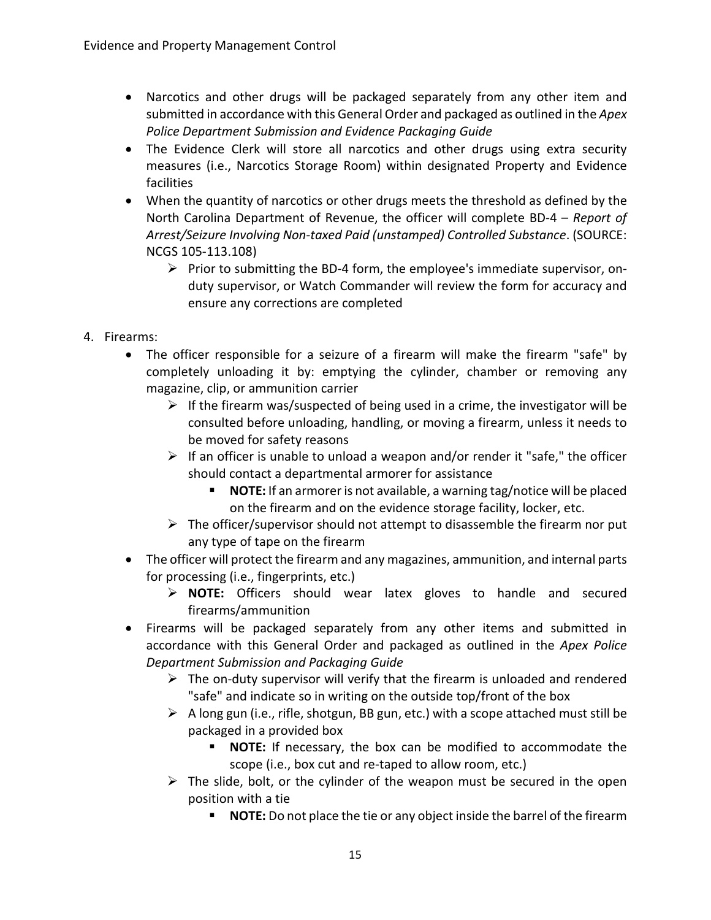- Narcotics and other drugs will be packaged separately from any other item and submitted in accordance with this General Order and packaged as outlined in the *Apex Police Department Submission and Evidence Packaging Guide*
- The Evidence Clerk will store all narcotics and other drugs using extra security measures (i.e., Narcotics Storage Room) within designated Property and Evidence facilities
- When the quantity of narcotics or other drugs meets the threshold as defined by the North Carolina Department of Revenue, the officer will complete BD-4 – *Report of Arrest/Seizure Involving Non-taxed Paid (unstamped) Controlled Substance*. (SOURCE: NCGS 105-113.108)
  - Prior to submitting the BD-4 form, the employee's immediate supervisor, on-duty supervisor, or Watch Commander will review the form for accuracy and ensure any corrections are completed

4. Firearms:
   - The officer responsible for a seizure of a firearm will make the firearm "safe" by completely unloading it by: emptying the cylinder, chamber or removing any magazine, clip, or ammunition carrier
     - If the firearm was/suspected of being used in a crime, the investigator will be consulted before unloading, handling, or moving a firearm, unless it needs to be moved for safety reasons
     - If an officer is unable to unload a weapon and/or render it "safe," the officer should contact a departmental armorer for assistance
       - **NOTE:** If an armorer is not available, a warning tag/notice will be placed on the firearm and on the evidence storage facility, locker, etc.
     - The officer/supervisor should not attempt to disassemble the firearm nor put any type of tape on the firearm
   - The officer will protect the firearm and any magazines, ammunition, and internal parts for processing (i.e., fingerprints, etc.)
     - **NOTE:** Officers should wear latex gloves to handle and secured firearms/ammunition
   - Firearms will be packaged separately from any other items and submitted in accordance with this General Order and packaged as outlined in the *Apex Police Department Submission and Packaging Guide*
     - The on-duty supervisor will verify that the firearm is unloaded and rendered "safe" and indicate so in writing on the outside top/front of the box
     - A long gun (i.e., rifle, shotgun, BB gun, etc.) with a scope attached must still be packaged in a provided box
       - **NOTE:** If necessary, the box can be modified to accommodate the scope (i.e., box cut and re-taped to allow room, etc.)
     - The slide, bolt, or the cylinder of the weapon must be secured in the open position with a tie
       - **NOTE:** Do not place the tie or any object inside the barrel of the firearm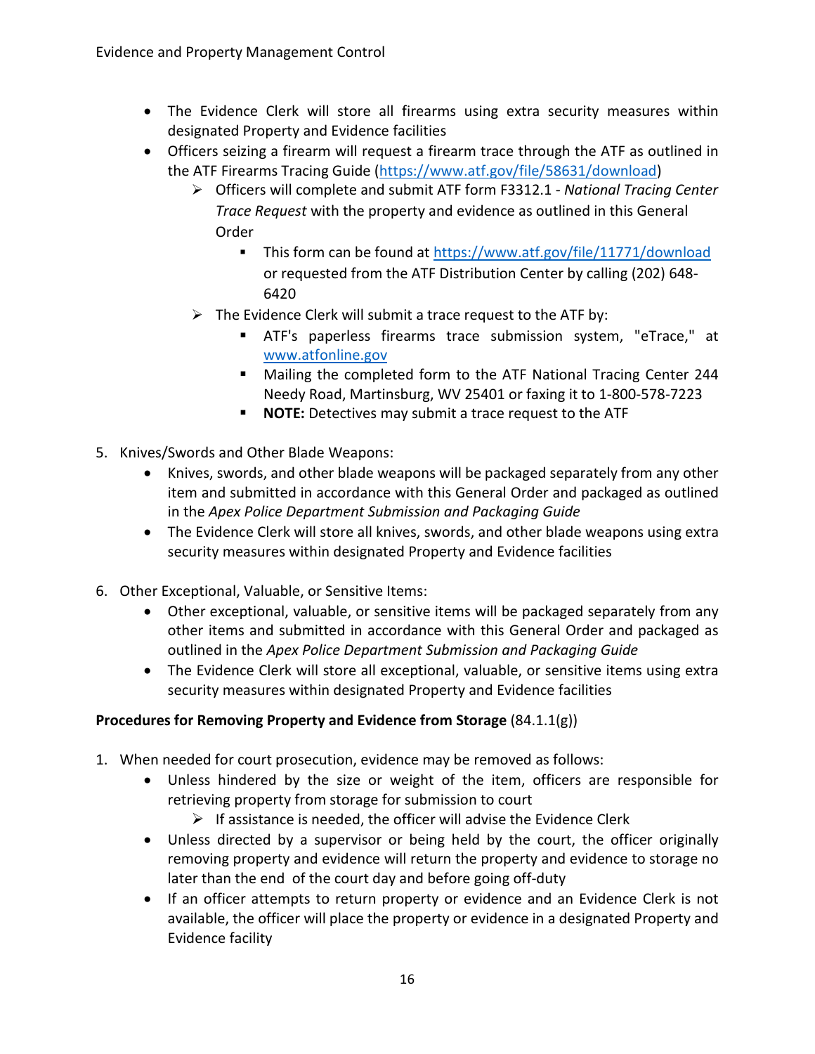- The Evidence Clerk will store all firearms using extra security measures within designated Property and Evidence facilities
- Officers seizing a firearm will request a firearm trace through the ATF as outlined in the ATF Firearms Tracing Guide (https://www.atf.gov/file/58631/download)
  - Officers will complete and submit ATF form F3312.1 - *National Tracing Center Trace Request* with the property and evidence as outlined in this General Order
    - This form can be found at https://www.atf.gov/file/11771/download or requested from the ATF Distribution Center by calling (202) 648-6420
  - The Evidence Clerk will submit a trace request to the ATF by:
    - ATF's paperless firearms trace submission system, "eTrace," at www.atfonline.gov
    - Mailing the completed form to the ATF National Tracing Center 244 Needy Road, Martinsburg, WV 25401 or faxing it to 1-800-578-7223
    - **NOTE:** Detectives may submit a trace request to the ATF

5. Knives/Swords and Other Blade Weapons:
   - Knives, swords, and other blade weapons will be packaged separately from any other item and submitted in accordance with this General Order and packaged as outlined in the *Apex Police Department Submission and Packaging Guide*
   - The Evidence Clerk will store all knives, swords, and other blade weapons using extra security measures within designated Property and Evidence facilities

6. Other Exceptional, Valuable, or Sensitive Items:
   - Other exceptional, valuable, or sensitive items will be packaged separately from any other items and submitted in accordance with this General Order and packaged as outlined in the *Apex Police Department Submission and Packaging Guide*
   - The Evidence Clerk will store all exceptional, valuable, or sensitive items using extra security measures within designated Property and Evidence facilities

**Procedures for Removing Property and Evidence from Storage** (84.1.1(g))

1. When needed for court prosecution, evidence may be removed as follows:
   - Unless hindered by the size or weight of the item, officers are responsible for retrieving property from storage for submission to court
     - If assistance is needed, the officer will advise the Evidence Clerk
   - Unless directed by a supervisor or being held by the court, the officer originally removing property and evidence will return the property and evidence to storage no later than the end of the court day and before going off-duty
   - If an officer attempts to return property or evidence and an Evidence Clerk is not available, the officer will place the property or evidence in a designated Property and Evidence facility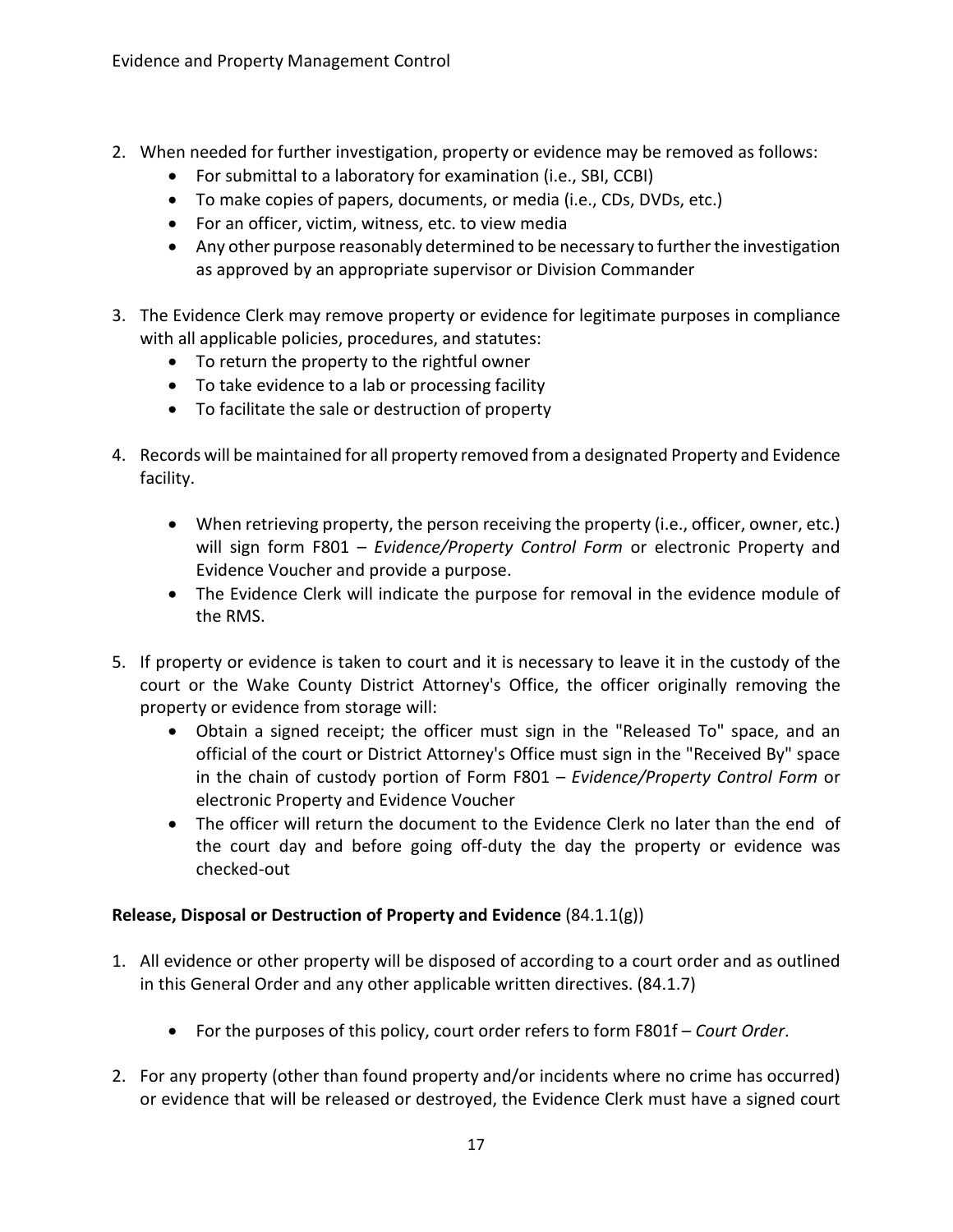2. When needed for further investigation, property or evidence may be removed as follows:
    - For submittal to a laboratory for examination (i.e., SBI, CCBI)
    - To make copies of papers, documents, or media (i.e., CDs, DVDs, etc.)
    - For an officer, victim, witness, etc. to view media
    - Any other purpose reasonably determined to be necessary to further the investigation as approved by an appropriate supervisor or Division Commander

3. The Evidence Clerk may remove property or evidence for legitimate purposes in compliance with all applicable policies, procedures, and statutes:
    - To return the property to the rightful owner
    - To take evidence to a lab or processing facility
    - To facilitate the sale or destruction of property

4. Records will be maintained for all property removed from a designated Property and Evidence facility.

    - When retrieving property, the person receiving the property (i.e., officer, owner, etc.) will sign form F801 – *Evidence/Property Control Form* or electronic Property and Evidence Voucher and provide a purpose.
    - The Evidence Clerk will indicate the purpose for removal in the evidence module of the RMS.

5. If property or evidence is taken to court and it is necessary to leave it in the custody of the court or the Wake County District Attorney's Office, the officer originally removing the property or evidence from storage will:
    - Obtain a signed receipt; the officer must sign in the "Released To" space, and an official of the court or District Attorney's Office must sign in the "Received By" space in the chain of custody portion of Form F801 – *Evidence/Property Control Form* or electronic Property and Evidence Voucher
    - The officer will return the document to the Evidence Clerk no later than the end of the court day and before going off-duty the day the property or evidence was checked-out

**Release, Disposal or Destruction of Property and Evidence** (84.1.1(g))

1. All evidence or other property will be disposed of according to a court order and as outlined in this General Order and any other applicable written directives. (84.1.7)

    - For the purposes of this policy, court order refers to form F801f – *Court Order*.

2. For any property (other than found property and/or incidents where no crime has occurred) or evidence that will be released or destroyed, the Evidence Clerk must have a signed court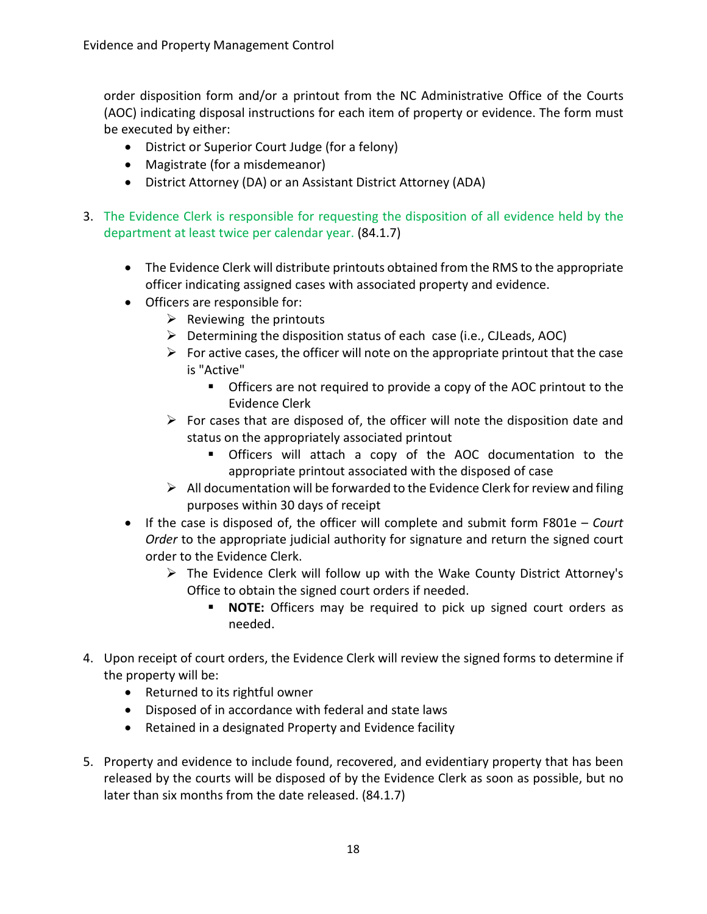order disposition form and/or a printout from the NC Administrative Office of the Courts (AOC) indicating disposal instructions for each item of property or evidence. The form must be executed by either:

- District or Superior Court Judge (for a felony)
- Magistrate (for a misdemeanor)
- District Attorney (DA) or an Assistant District Attorney (ADA)

3. The Evidence Clerk is responsible for requesting the disposition of all evidence held by the department at least twice per calendar year. (84.1.7)

    - The Evidence Clerk will distribute printouts obtained from the RMS to the appropriate officer indicating assigned cases with associated property and evidence.
    - Officers are responsible for:
        - Reviewing the printouts
        - Determining the disposition status of each case (i.e., CJLeads, AOC)
        - For active cases, the officer will note on the appropriate printout that the case is "Active"
            - Officers are not required to provide a copy of the AOC printout to the Evidence Clerk
        - For cases that are disposed of, the officer will note the disposition date and status on the appropriately associated printout
            - Officers will attach a copy of the AOC documentation to the appropriate printout associated with the disposed of case
        - All documentation will be forwarded to the Evidence Clerk for review and filing purposes within 30 days of receipt
    - If the case is disposed of, the officer will complete and submit form F801e – *Court Order* to the appropriate judicial authority for signature and return the signed court order to the Evidence Clerk.
        - The Evidence Clerk will follow up with the Wake County District Attorney's Office to obtain the signed court orders if needed.
            - **NOTE:** Officers may be required to pick up signed court orders as needed.

4. Upon receipt of court orders, the Evidence Clerk will review the signed forms to determine if the property will be:
    - Returned to its rightful owner
    - Disposed of in accordance with federal and state laws
    - Retained in a designated Property and Evidence facility

5. Property and evidence to include found, recovered, and evidentiary property that has been released by the courts will be disposed of by the Evidence Clerk as soon as possible, but no later than six months from the date released. (84.1.7)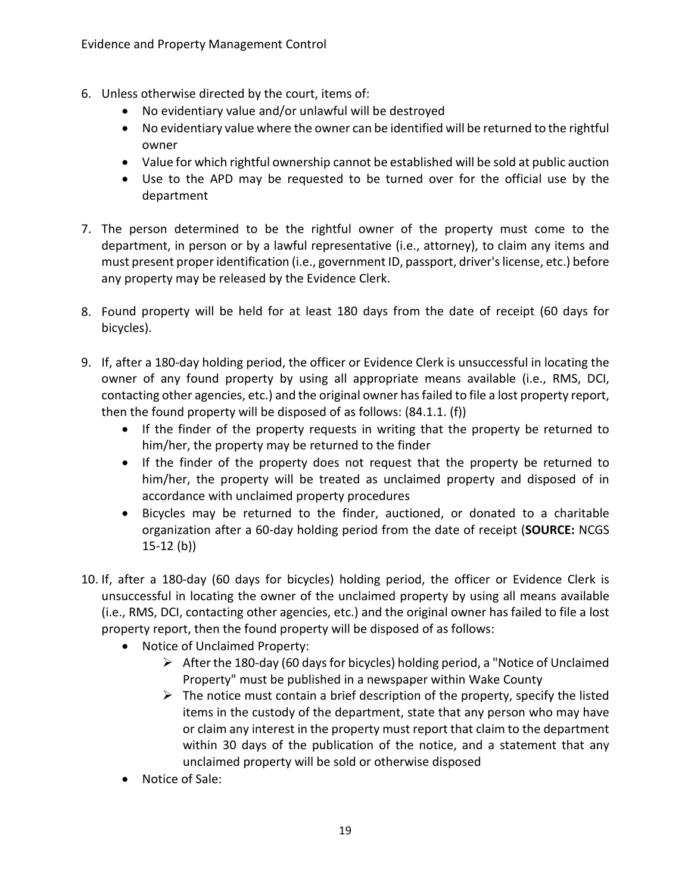6. Unless otherwise directed by the court, items of:
   - No evidentiary value and/or unlawful will be destroyed
   - No evidentiary value where the owner can be identified will be returned to the rightful owner
   - Value for which rightful ownership cannot be established will be sold at public auction
   - Use to the APD may be requested to be turned over for the official use by the department

7. The person determined to be the rightful owner of the property must come to the department, in person or by a lawful representative (i.e., attorney), to claim any items and must present proper identification (i.e., government ID, passport, driver's license, etc.) before any property may be released by the Evidence Clerk.

8. Found property will be held for at least 180 days from the date of receipt (60 days for bicycles).

9. If, after a 180-day holding period, the officer or Evidence Clerk is unsuccessful in locating the owner of any found property by using all appropriate means available (i.e., RMS, DCI, contacting other agencies, etc.) and the original owner has failed to file a lost property report, then the found property will be disposed of as follows: (84.1.1. (f))
   - If the finder of the property requests in writing that the property be returned to him/her, the property may be returned to the finder
   - If the finder of the property does not request that the property be returned to him/her, the property will be treated as unclaimed property and disposed of in accordance with unclaimed property procedures
   - Bicycles may be returned to the finder, auctioned, or donated to a charitable organization after a 60-day holding period from the date of receipt (**SOURCE:** NCGS 15-12 (b))

10. If, after a 180-day (60 days for bicycles) holding period, the officer or Evidence Clerk is unsuccessful in locating the owner of the unclaimed property by using all means available (i.e., RMS, DCI, contacting other agencies, etc.) and the original owner has failed to file a lost property report, then the found property will be disposed of as follows:
    - Notice of Unclaimed Property:
      - After the 180-day (60 days for bicycles) holding period, a "Notice of Unclaimed Property" must be published in a newspaper within Wake County
      - The notice must contain a brief description of the property, specify the listed items in the custody of the department, state that any person who may have or claim any interest in the property must report that claim to the department within 30 days of the publication of the notice, and a statement that any unclaimed property will be sold or otherwise disposed
    - Notice of Sale: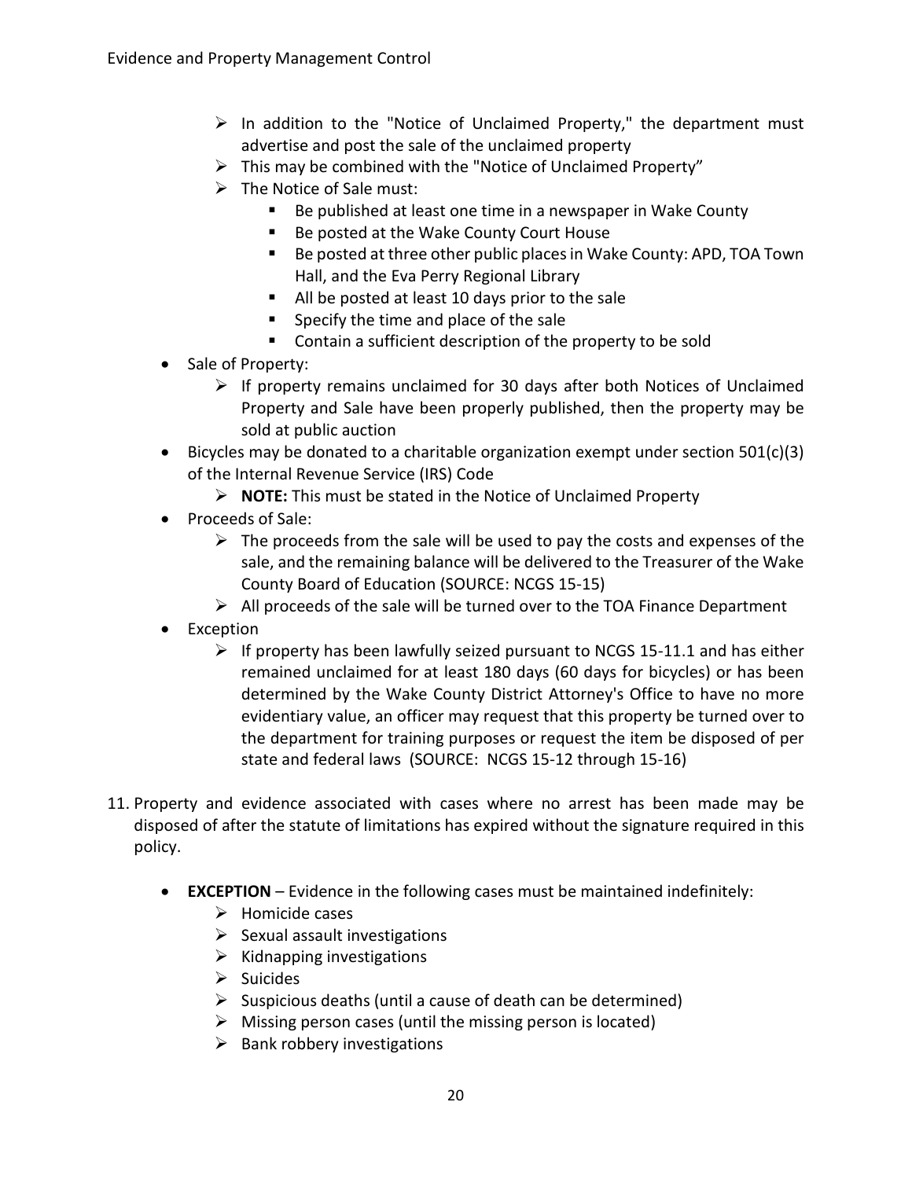- In addition to the "Notice of Unclaimed Property," the department must advertise and post the sale of the unclaimed property
    - This may be combined with the "Notice of Unclaimed Property"
    - The Notice of Sale must:
      - Be published at least one time in a newspaper in Wake County
      - Be posted at the Wake County Court House
      - Be posted at three other public places in Wake County: APD, TOA Town Hall, and the Eva Perry Regional Library
      - All be posted at least 10 days prior to the sale
      - Specify the time and place of the sale
      - Contain a sufficient description of the property to be sold
  - Sale of Property:
    - If property remains unclaimed for 30 days after both Notices of Unclaimed Property and Sale have been properly published, then the property may be sold at public auction
  - Bicycles may be donated to a charitable organization exempt under section 501(c)(3) of the Internal Revenue Service (IRS) Code
    - **NOTE:** This must be stated in the Notice of Unclaimed Property
  - Proceeds of Sale:
    - The proceeds from the sale will be used to pay the costs and expenses of the sale, and the remaining balance will be delivered to the Treasurer of the Wake County Board of Education (SOURCE: NCGS 15-15)
    - All proceeds of the sale will be turned over to the TOA Finance Department
  - Exception
    - If property has been lawfully seized pursuant to NCGS 15-11.1 and has either remained unclaimed for at least 180 days (60 days for bicycles) or has been determined by the Wake County District Attorney's Office to have no more evidentiary value, an officer may request that this property be turned over to the department for training purposes or request the item be disposed of per state and federal laws (SOURCE: NCGS 15-12 through 15-16)

11. Property and evidence associated with cases where no arrest has been made may be disposed of after the statute of limitations has expired without the signature required in this policy.

  - **EXCEPTION** – Evidence in the following cases must be maintained indefinitely:
    - Homicide cases
    - Sexual assault investigations
    - Kidnapping investigations
    - Suicides
    - Suspicious deaths (until a cause of death can be determined)
    - Missing person cases (until the missing person is located)
    - Bank robbery investigations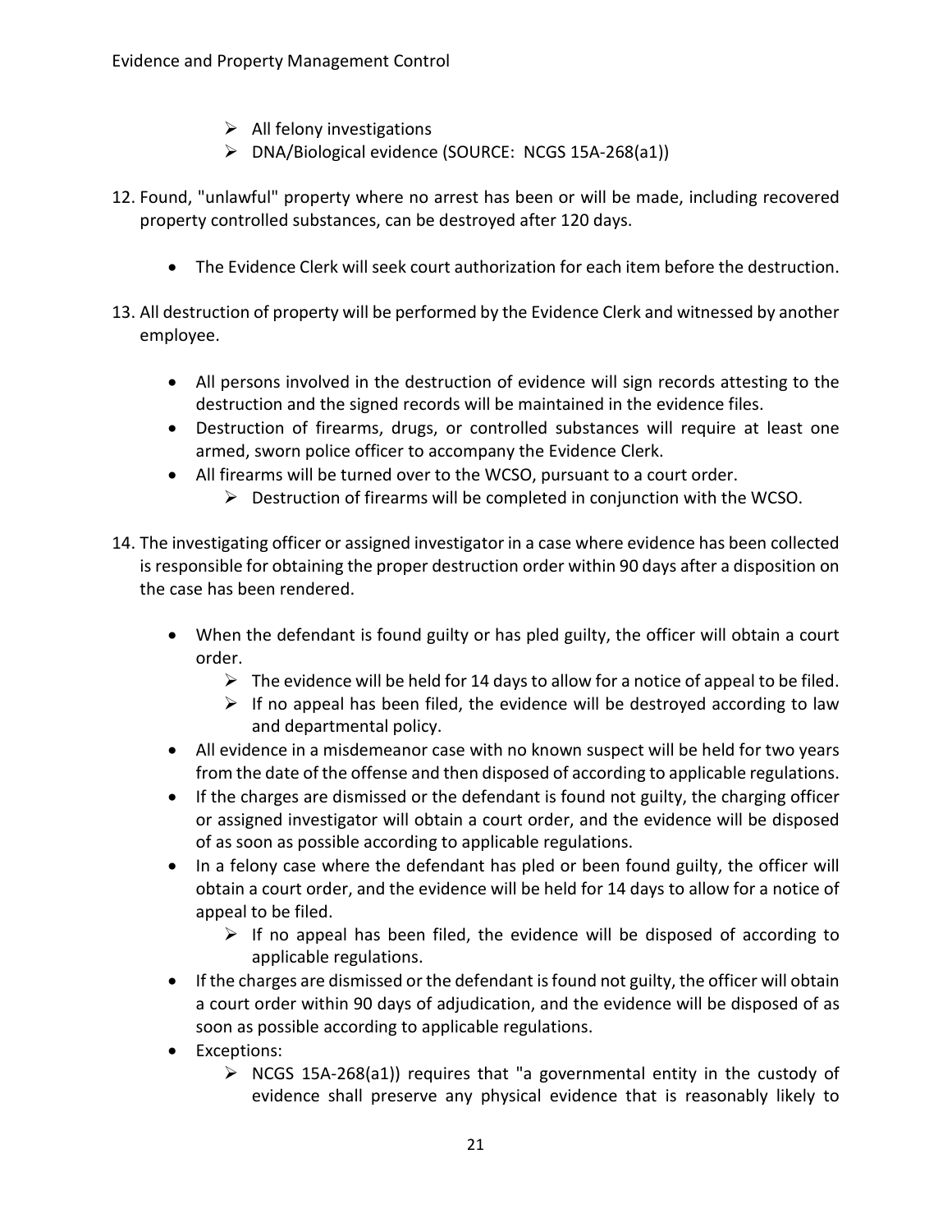- All felony investigations
  - DNA/Biological evidence (SOURCE: NCGS 15A-268(a1))

12. Found, "unlawful" property where no arrest has been or will be made, including recovered property controlled substances, can be destroyed after 120 days.

    - The Evidence Clerk will seek court authorization for each item before the destruction.

13. All destruction of property will be performed by the Evidence Clerk and witnessed by another employee.

    - All persons involved in the destruction of evidence will sign records attesting to the destruction and the signed records will be maintained in the evidence files.
    - Destruction of firearms, drugs, or controlled substances will require at least one armed, sworn police officer to accompany the Evidence Clerk.
    - All firearms will be turned over to the WCSO, pursuant to a court order.
      - Destruction of firearms will be completed in conjunction with the WCSO.

14. The investigating officer or assigned investigator in a case where evidence has been collected is responsible for obtaining the proper destruction order within 90 days after a disposition on the case has been rendered.

    - When the defendant is found guilty or has pled guilty, the officer will obtain a court order.
      - The evidence will be held for 14 days to allow for a notice of appeal to be filed.
      - If no appeal has been filed, the evidence will be destroyed according to law and departmental policy.
    - All evidence in a misdemeanor case with no known suspect will be held for two years from the date of the offense and then disposed of according to applicable regulations.
    - If the charges are dismissed or the defendant is found not guilty, the charging officer or assigned investigator will obtain a court order, and the evidence will be disposed of as soon as possible according to applicable regulations.
    - In a felony case where the defendant has pled or been found guilty, the officer will obtain a court order, and the evidence will be held for 14 days to allow for a notice of appeal to be filed.
      - If no appeal has been filed, the evidence will be disposed of according to applicable regulations.
    - If the charges are dismissed or the defendant is found not guilty, the officer will obtain a court order within 90 days of adjudication, and the evidence will be disposed of as soon as possible according to applicable regulations.
    - Exceptions:
      - NCGS 15A-268(a1)) requires that "a governmental entity in the custody of evidence shall preserve any physical evidence that is reasonably likely to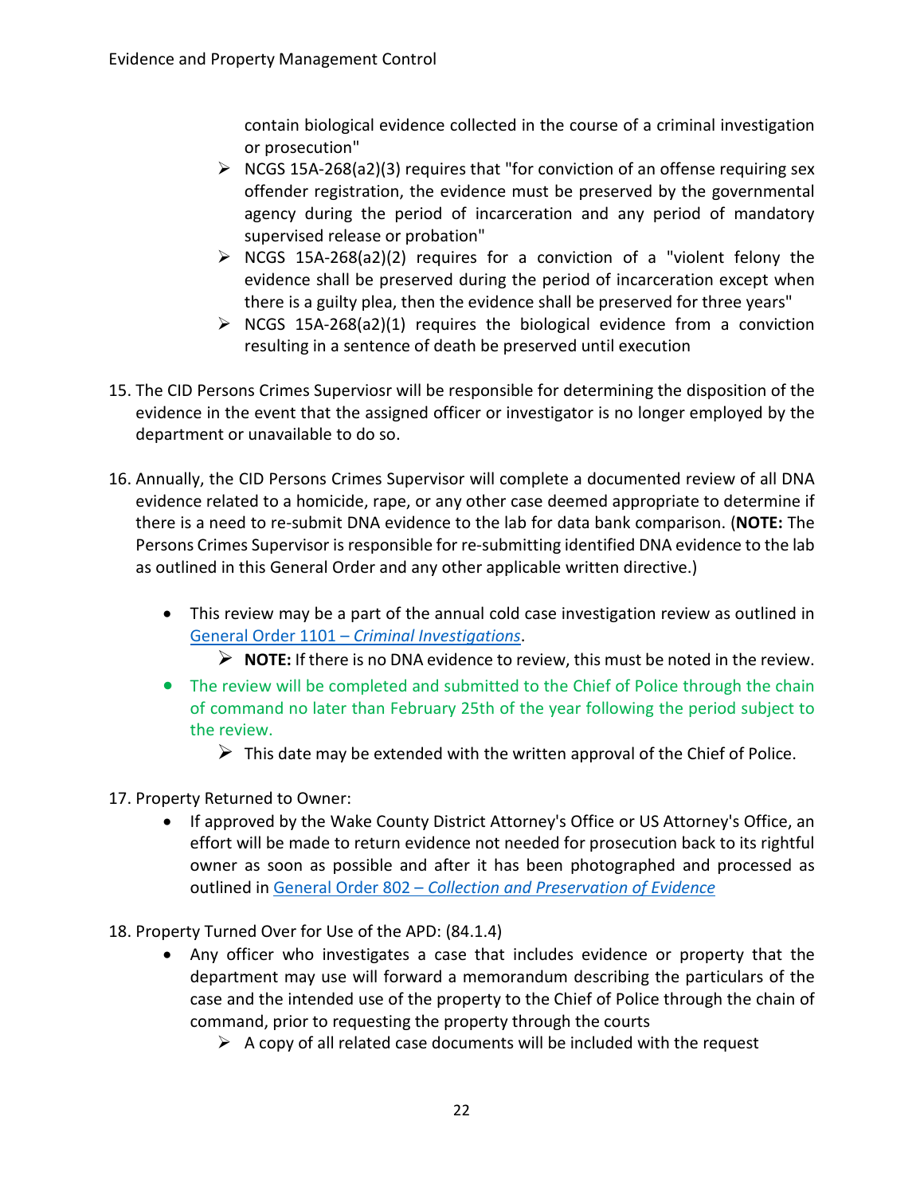contain biological evidence collected in the course of a criminal investigation or prosecution"

- NCGS 15A-268(a2)(3) requires that "for conviction of an offense requiring sex offender registration, the evidence must be preserved by the governmental agency during the period of incarceration and any period of mandatory supervised release or probation"
- NCGS 15A-268(a2)(2) requires for a conviction of a "violent felony the evidence shall be preserved during the period of incarceration except when there is a guilty plea, then the evidence shall be preserved for three years"
- NCGS 15A-268(a2)(1) requires the biological evidence from a conviction resulting in a sentence of death be preserved until execution

15. The CID Persons Crimes Superviosr will be responsible for determining the disposition of the evidence in the event that the assigned officer or investigator is no longer employed by the department or unavailable to do so.

16. Annually, the CID Persons Crimes Supervisor will complete a documented review of all DNA evidence related to a homicide, rape, or any other case deemed appropriate to determine if there is a need to re-submit DNA evidence to the lab for data bank comparison. (**NOTE:** The Persons Crimes Supervisor is responsible for re-submitting identified DNA evidence to the lab as outlined in this General Order and any other applicable written directive.)

    - This review may be a part of the annual cold case investigation review as outlined in [General Order 1101 – *Criminal Investigations*](#).
        - **NOTE:** If there is no DNA evidence to review, this must be noted in the review.
    - The review will be completed and submitted to the Chief of Police through the chain of command no later than February 25th of the year following the period subject to the review.
        - This date may be extended with the written approval of the Chief of Police.

17. Property Returned to Owner:
    - If approved by the Wake County District Attorney's Office or US Attorney's Office, an effort will be made to return evidence not needed for prosecution back to its rightful owner as soon as possible and after it has been photographed and processed as outlined in [General Order 802 – *Collection and Preservation of Evidence*](#)

18. Property Turned Over for Use of the APD: (84.1.4)
    - Any officer who investigates a case that includes evidence or property that the department may use will forward a memorandum describing the particulars of the case and the intended use of the property to the Chief of Police through the chain of command, prior to requesting the property through the courts
        - A copy of all related case documents will be included with the request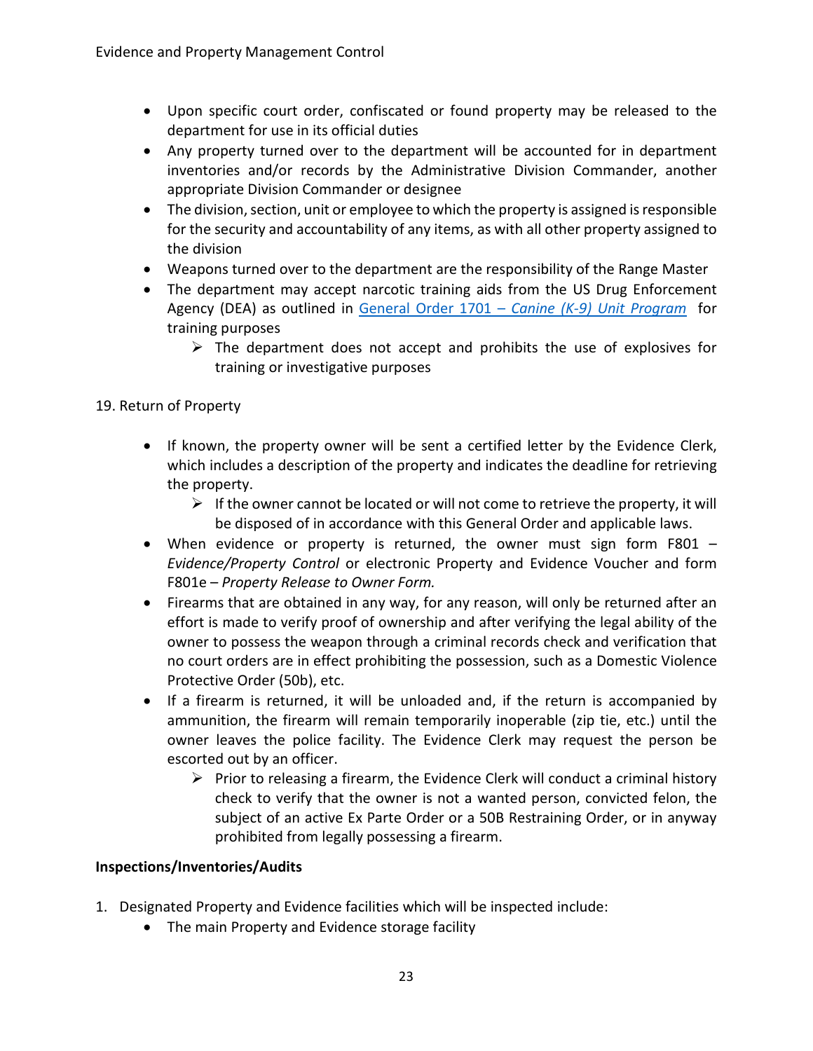- Upon specific court order, confiscated or found property may be released to the department for use in its official duties
- Any property turned over to the department will be accounted for in department inventories and/or records by the Administrative Division Commander, another appropriate Division Commander or designee
- The division, section, unit or employee to which the property is assigned is responsible for the security and accountability of any items, as with all other property assigned to the division
- Weapons turned over to the department are the responsibility of the Range Master
- The department may accept narcotic training aids from the US Drug Enforcement Agency (DEA) as outlined in [General Order 1701 – *Canine (K-9) Unit Program*] for training purposes
  - The department does not accept and prohibits the use of explosives for training or investigative purposes

19. Return of Property

- If known, the property owner will be sent a certified letter by the Evidence Clerk, which includes a description of the property and indicates the deadline for retrieving the property.
  - If the owner cannot be located or will not come to retrieve the property, it will be disposed of in accordance with this General Order and applicable laws.
- When evidence or property is returned, the owner must sign form F801 – *Evidence/Property Control* or electronic Property and Evidence Voucher and form F801e – *Property Release to Owner Form.*
- Firearms that are obtained in any way, for any reason, will only be returned after an effort is made to verify proof of ownership and after verifying the legal ability of the owner to possess the weapon through a criminal records check and verification that no court orders are in effect prohibiting the possession, such as a Domestic Violence Protective Order (50b), etc.
- If a firearm is returned, it will be unloaded and, if the return is accompanied by ammunition, the firearm will remain temporarily inoperable (zip tie, etc.) until the owner leaves the police facility. The Evidence Clerk may request the person be escorted out by an officer.
  - Prior to releasing a firearm, the Evidence Clerk will conduct a criminal history check to verify that the owner is not a wanted person, convicted felon, the subject of an active Ex Parte Order or a 50B Restraining Order, or in anyway prohibited from legally possessing a firearm.

**Inspections/Inventories/Audits**

1. Designated Property and Evidence facilities which will be inspected include:
   - The main Property and Evidence storage facility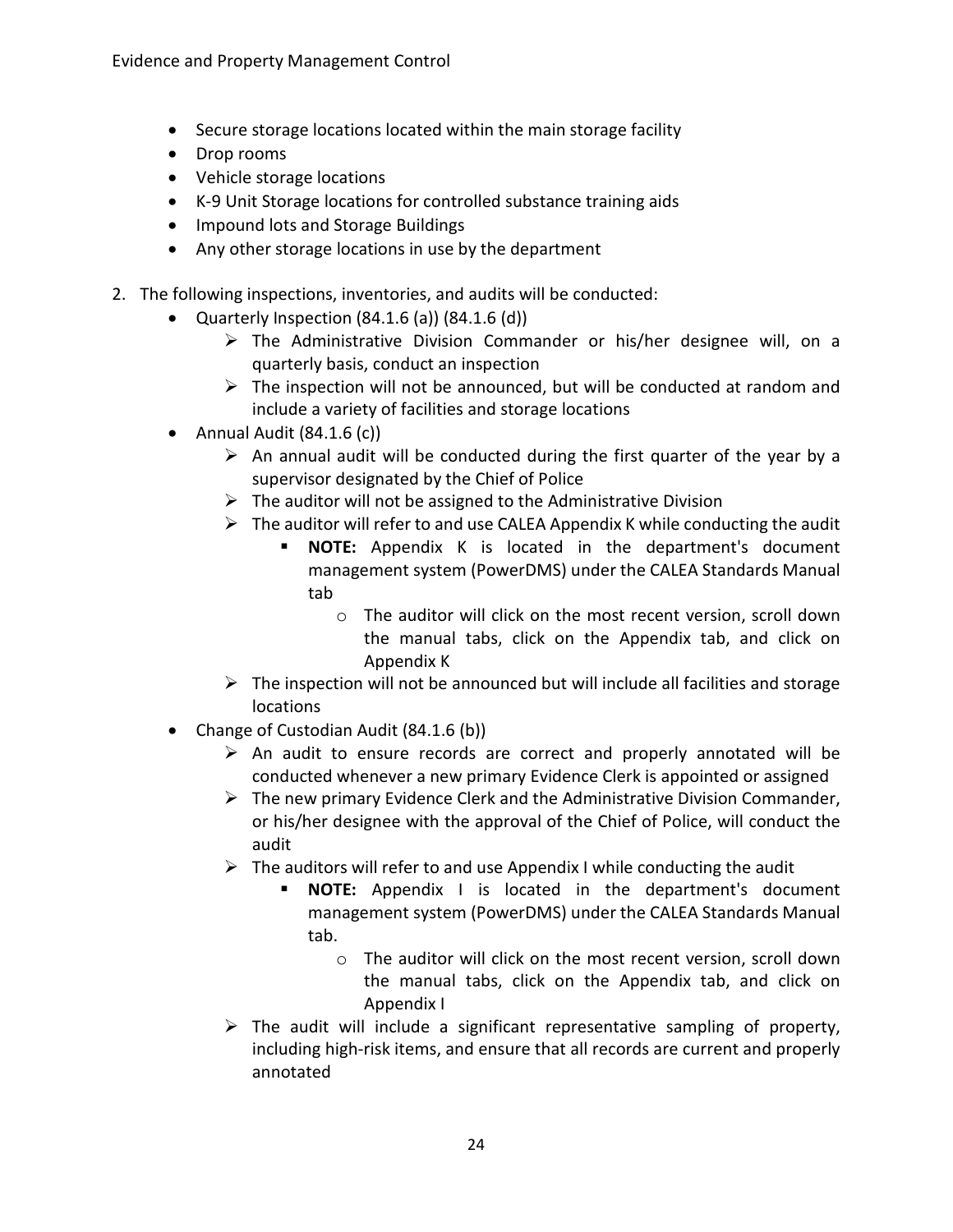- Secure storage locations located within the main storage facility
- Drop rooms
- Vehicle storage locations
- K-9 Unit Storage locations for controlled substance training aids
- Impound lots and Storage Buildings
- Any other storage locations in use by the department

2. The following inspections, inventories, and audits will be conducted:
   - Quarterly Inspection (84.1.6 (a)) (84.1.6 (d))
     - The Administrative Division Commander or his/her designee will, on a quarterly basis, conduct an inspection
     - The inspection will not be announced, but will be conducted at random and include a variety of facilities and storage locations
   - Annual Audit (84.1.6 (c))
     - An annual audit will be conducted during the first quarter of the year by a supervisor designated by the Chief of Police
     - The auditor will not be assigned to the Administrative Division
     - The auditor will refer to and use CALEA Appendix K while conducting the audit
       - **NOTE:** Appendix K is located in the department's document management system (PowerDMS) under the CALEA Standards Manual tab
         - The auditor will click on the most recent version, scroll down the manual tabs, click on the Appendix tab, and click on Appendix K
     - The inspection will not be announced but will include all facilities and storage locations
   - Change of Custodian Audit (84.1.6 (b))
     - An audit to ensure records are correct and properly annotated will be conducted whenever a new primary Evidence Clerk is appointed or assigned
     - The new primary Evidence Clerk and the Administrative Division Commander, or his/her designee with the approval of the Chief of Police, will conduct the audit
     - The auditors will refer to and use Appendix I while conducting the audit
       - **NOTE:** Appendix I is located in the department's document management system (PowerDMS) under the CALEA Standards Manual tab.
         - The auditor will click on the most recent version, scroll down the manual tabs, click on the Appendix tab, and click on Appendix I
     - The audit will include a significant representative sampling of property, including high-risk items, and ensure that all records are current and properly annotated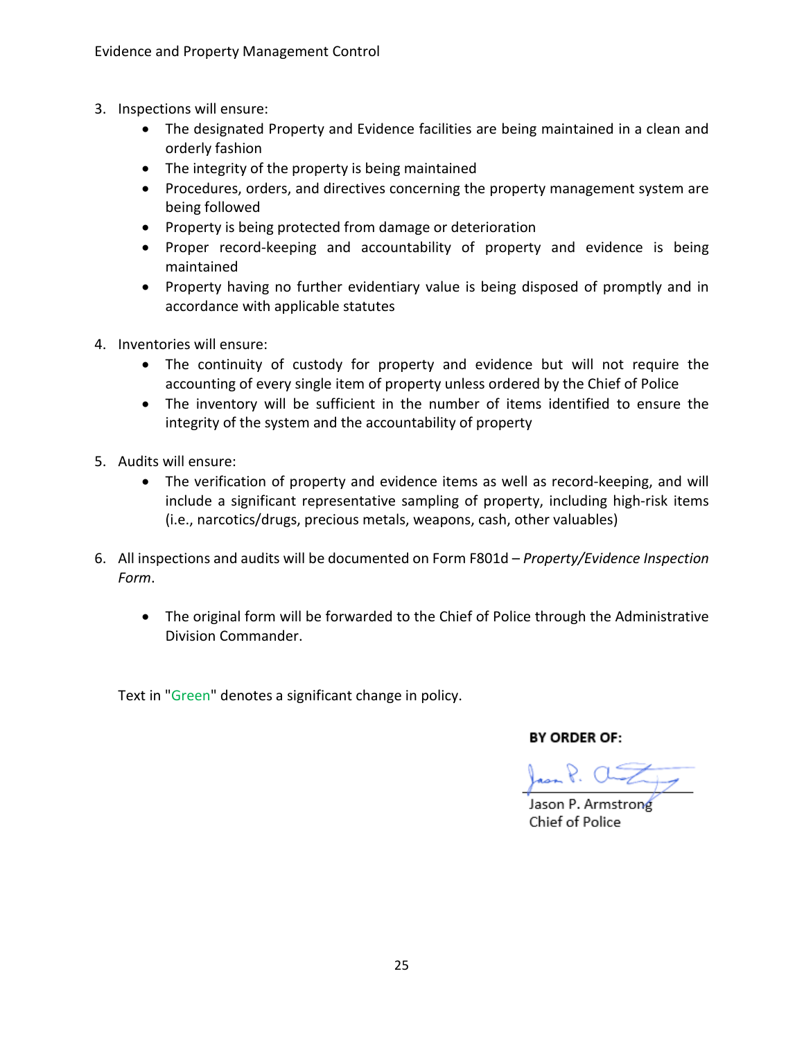3. Inspections will ensure:
    - The designated Property and Evidence facilities are being maintained in a clean and orderly fashion
    - The integrity of the property is being maintained
    - Procedures, orders, and directives concerning the property management system are being followed
    - Property is being protected from damage or deterioration
    - Proper record-keeping and accountability of property and evidence is being maintained
    - Property having no further evidentiary value is being disposed of promptly and in accordance with applicable statutes

4. Inventories will ensure:
    - The continuity of custody for property and evidence but will not require the accounting of every single item of property unless ordered by the Chief of Police
    - The inventory will be sufficient in the number of items identified to ensure the integrity of the system and the accountability of property

5. Audits will ensure:
    - The verification of property and evidence items as well as record-keeping, and will include a significant representative sampling of property, including high-risk items (i.e., narcotics/drugs, precious metals, weapons, cash, other valuables)

6. All inspections and audits will be documented on Form F801d – *Property/Evidence Inspection Form*.

    - The original form will be forwarded to the Chief of Police through the Administrative Division Commander.

Text in "Green" denotes a significant change in policy.

**BY ORDER OF:**

Jason P. Armstrong
Chief of Police